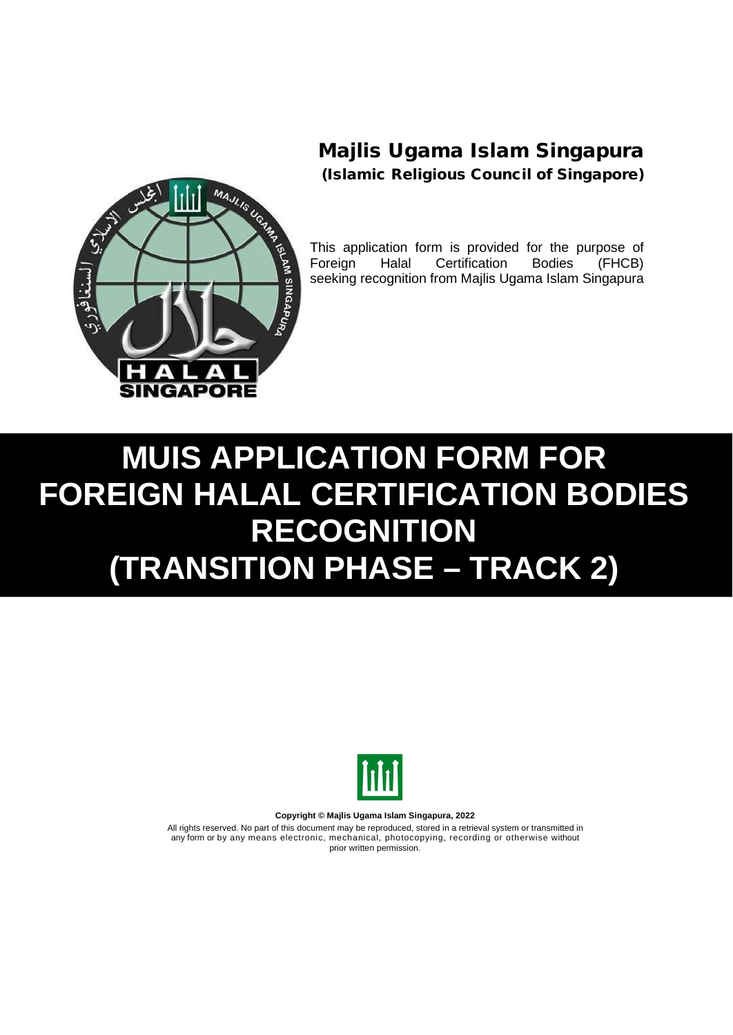**Majlis Ugama Islam Singapura**

**(Islamic Religious Council of Singapore)**

This application form is provided for the purpose of Foreign Halal Certification Bodies (FHCB) seeking recognition from Majlis Ugama Islam Singapura

# MUIS APPLICATION FORM FOR FOREIGN HALAL CERTIFICATION BODIES RECOGNITION (TRANSITION PHASE – TRACK 2)

**Copyright © Majlis Ugama Islam Singapura, 2022**

All rights reserved. No part of this document may be reproduced, stored in a retrieval system or transmitted in any form or by any means electronic, mechanical, photocopying, recording or otherwise without prior written permission.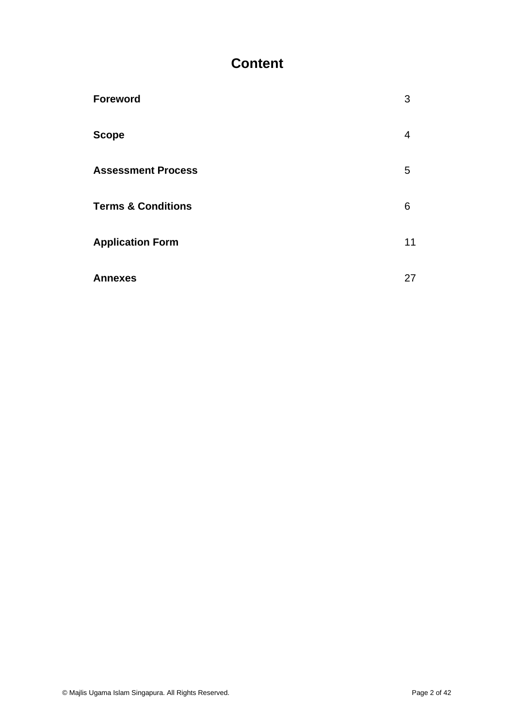# Content

| | |
|---|---|
| **Foreword** | 3 |
| **Scope** | 4 |
| **Assessment Process** | 5 |
| **Terms & Conditions** | 6 |
| **Application Form** | 11 |
| **Annexes** | 27 |

© Majlis Ugama Islam Singapura. All Rights Reserved.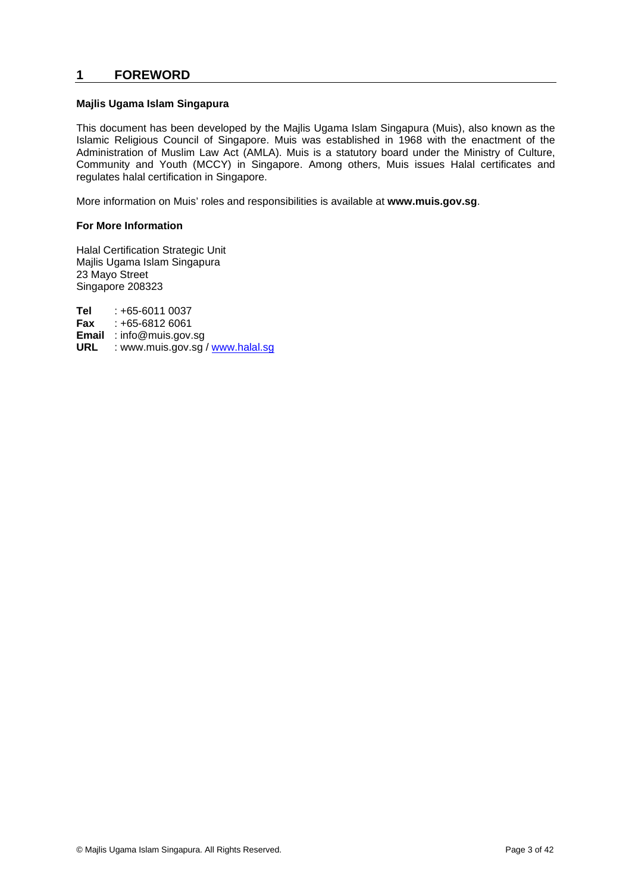# 1 FOREWORD

**Majlis Ugama Islam Singapura**

This document has been developed by the Majlis Ugama Islam Singapura (Muis), also known as the Islamic Religious Council of Singapore. Muis was established in 1968 with the enactment of the Administration of Muslim Law Act (AMLA). Muis is a statutory board under the Ministry of Culture, Community and Youth (MCCY) in Singapore. Among others, Muis issues Halal certificates and regulates halal certification in Singapore.

More information on Muis' roles and responsibilities is available at **www.muis.gov.sg**.

**For More Information**

Halal Certification Strategic Unit
Majlis Ugama Islam Singapura
23 Mayo Street
Singapore 208323

**Tel** : +65-6011 0037
**Fax** : +65-6812 6061
**Email** : info@muis.gov.sg
**URL** : www.muis.gov.sg / www.halal.sg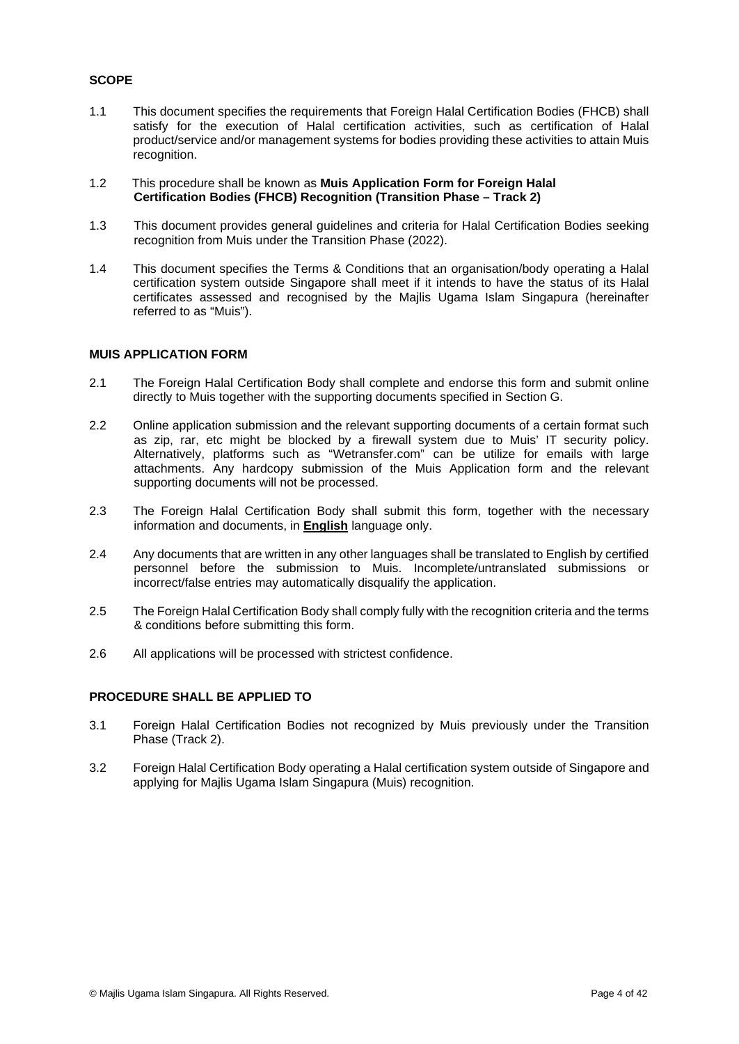## SCOPE

1.1 This document specifies the requirements that Foreign Halal Certification Bodies (FHCB) shall satisfy for the execution of Halal certification activities, such as certification of Halal product/service and/or management systems for bodies providing these activities to attain Muis recognition.

1.2 This procedure shall be known as **Muis Application Form for Foreign Halal Certification Bodies (FHCB) Recognition (Transition Phase – Track 2)**

1.3 This document provides general guidelines and criteria for Halal Certification Bodies seeking recognition from Muis under the Transition Phase (2022).

1.4 This document specifies the Terms & Conditions that an organisation/body operating a Halal certification system outside Singapore shall meet if it intends to have the status of its Halal certificates assessed and recognised by the Majlis Ugama Islam Singapura (hereinafter referred to as "Muis").

## MUIS APPLICATION FORM

2.1 The Foreign Halal Certification Body shall complete and endorse this form and submit online directly to Muis together with the supporting documents specified in Section G.

2.2 Online application submission and the relevant supporting documents of a certain format such as zip, rar, etc might be blocked by a firewall system due to Muis' IT security policy. Alternatively, platforms such as "Wetransfer.com" can be utilize for emails with large attachments. Any hardcopy submission of the Muis Application form and the relevant supporting documents will not be processed.

2.3 The Foreign Halal Certification Body shall submit this form, together with the necessary information and documents, in **English** language only.

2.4 Any documents that are written in any other languages shall be translated to English by certified personnel before the submission to Muis. Incomplete/untranslated submissions or incorrect/false entries may automatically disqualify the application.

2.5 The Foreign Halal Certification Body shall comply fully with the recognition criteria and the terms & conditions before submitting this form.

2.6 All applications will be processed with strictest confidence.

## PROCEDURE SHALL BE APPLIED TO

3.1 Foreign Halal Certification Bodies not recognized by Muis previously under the Transition Phase (Track 2).

3.2 Foreign Halal Certification Body operating a Halal certification system outside of Singapore and applying for Majlis Ugama Islam Singapura (Muis) recognition.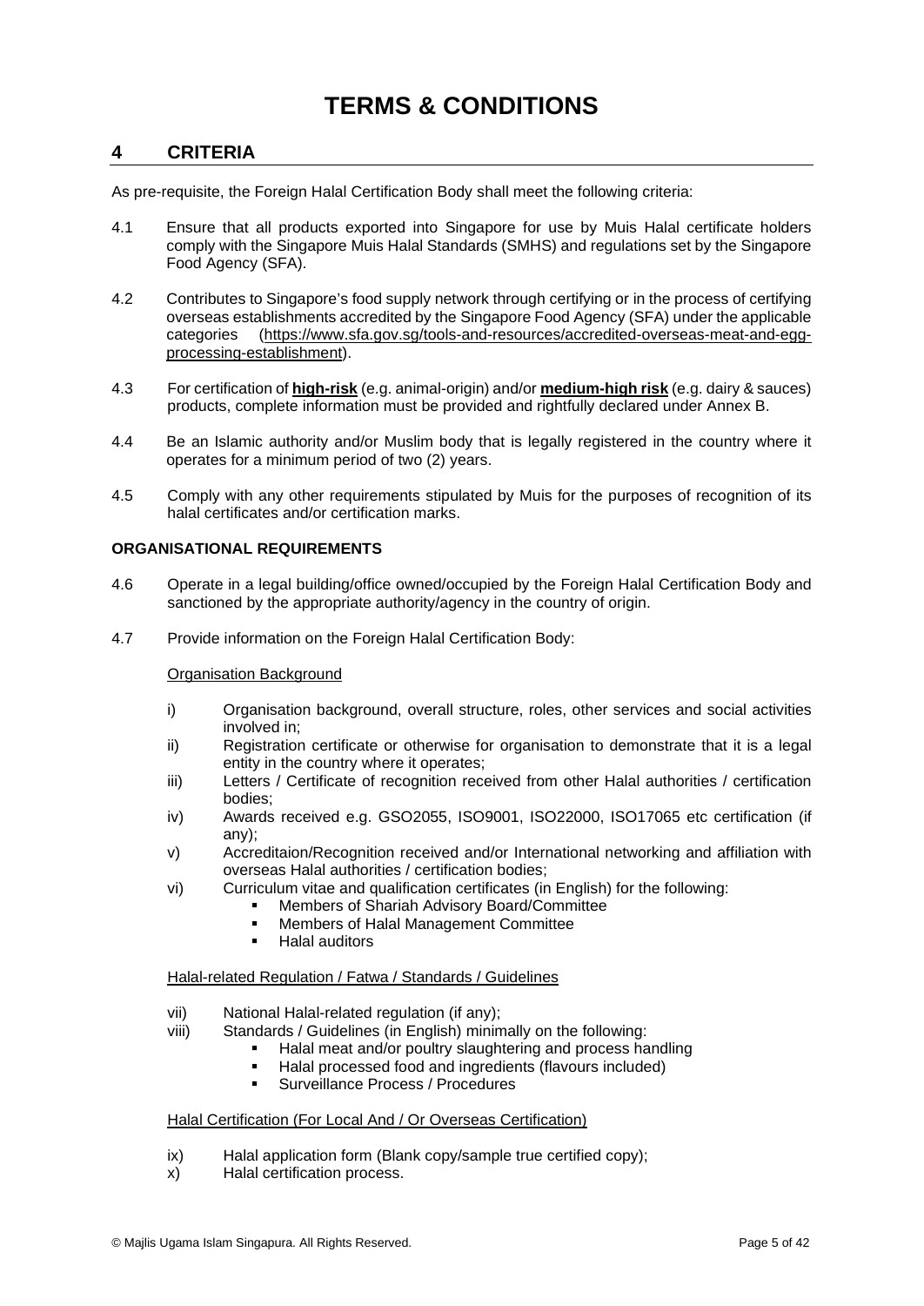# TERMS & CONDITIONS

## 4 CRITERIA

As pre-requisite, the Foreign Halal Certification Body shall meet the following criteria:

4.1 Ensure that all products exported into Singapore for use by Muis Halal certificate holders comply with the Singapore Muis Halal Standards (SMHS) and regulations set by the Singapore Food Agency (SFA).

4.2 Contributes to Singapore's food supply network through certifying or in the process of certifying overseas establishments accredited by the Singapore Food Agency (SFA) under the applicable categories (https://www.sfa.gov.sg/tools-and-resources/accredited-overseas-meat-and-egg-processing-establishment).

4.3 For certification of **high-risk** (e.g. animal-origin) and/or **medium-high risk** (e.g. dairy & sauces) products, complete information must be provided and rightfully declared under Annex B.

4.4 Be an Islamic authority and/or Muslim body that is legally registered in the country where it operates for a minimum period of two (2) years.

4.5 Comply with any other requirements stipulated by Muis for the purposes of recognition of its halal certificates and/or certification marks.

**ORGANISATIONAL REQUIREMENTS**

4.6 Operate in a legal building/office owned/occupied by the Foreign Halal Certification Body and sanctioned by the appropriate authority/agency in the country of origin.

4.7 Provide information on the Foreign Halal Certification Body:

Organisation Background

i) Organisation background, overall structure, roles, other services and social activities involved in;
ii) Registration certificate or otherwise for organisation to demonstrate that it is a legal entity in the country where it operates;
iii) Letters / Certificate of recognition received from other Halal authorities / certification bodies;
iv) Awards received e.g. GSO2055, ISO9001, ISO22000, ISO17065 etc certification (if any);
v) Accreditaion/Recognition received and/or International networking and affiliation with overseas Halal authorities / certification bodies;
vi) Curriculum vitae and qualification certificates (in English) for the following:
   - Members of Shariah Advisory Board/Committee
   - Members of Halal Management Committee
   - Halal auditors

Halal-related Regulation / Fatwa / Standards / Guidelines

vii) National Halal-related regulation (if any);
viii) Standards / Guidelines (in English) minimally on the following:
   - Halal meat and/or poultry slaughtering and process handling
   - Halal processed food and ingredients (flavours included)
   - Surveillance Process / Procedures

Halal Certification (For Local And / Or Overseas Certification)

ix) Halal application form (Blank copy/sample true certified copy);
x) Halal certification process.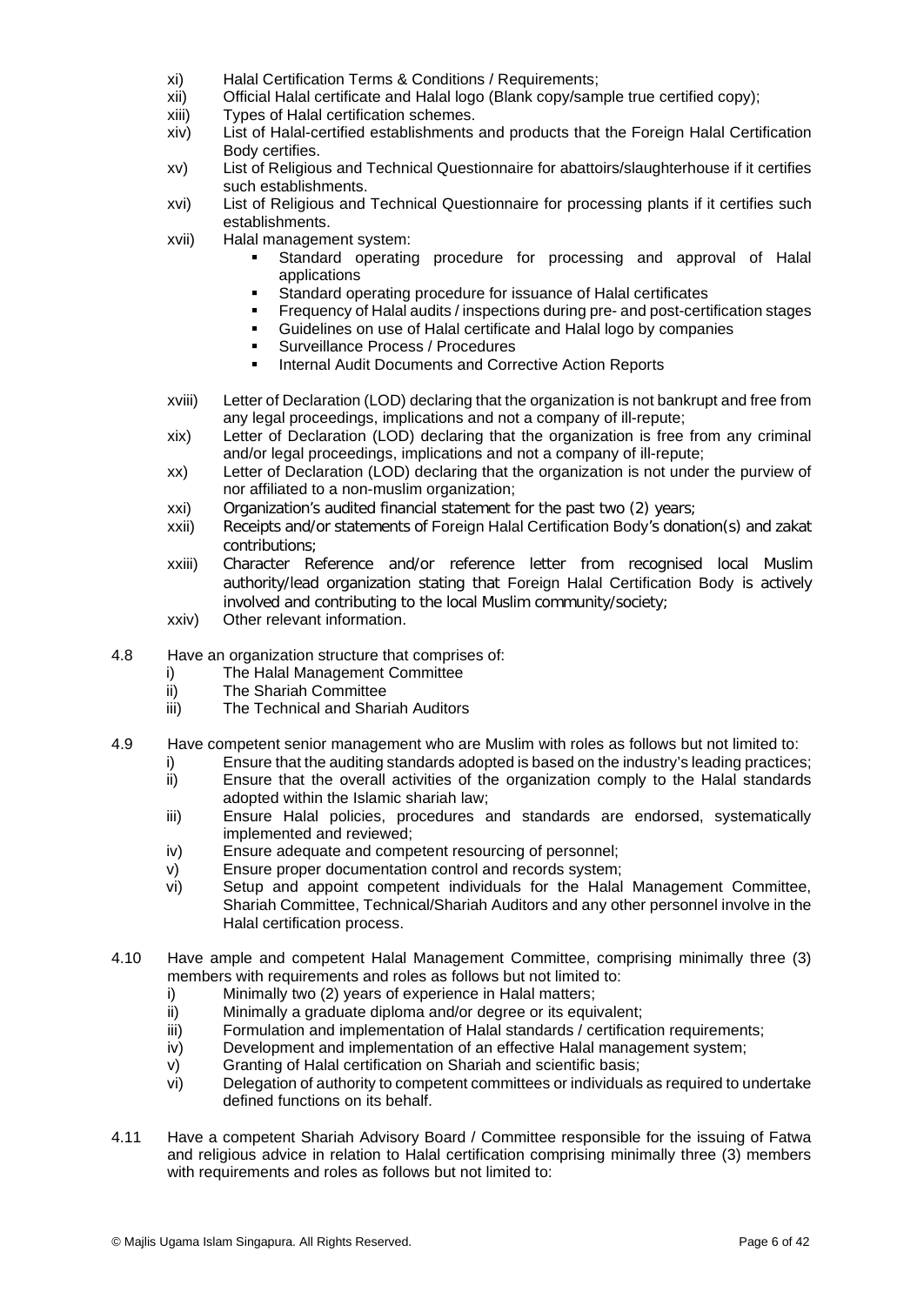xi) Halal Certification Terms & Conditions / Requirements;

xii) Official Halal certificate and Halal logo (Blank copy/sample true certified copy);

xiii) Types of Halal certification schemes.

xiv) List of Halal-certified establishments and products that the Foreign Halal Certification Body certifies.

xv) List of Religious and Technical Questionnaire for abattoirs/slaughterhouse if it certifies such establishments.

xvi) List of Religious and Technical Questionnaire for processing plants if it certifies such establishments.

xvii) Halal management system:

- Standard operating procedure for processing and approval of Halal applications
- Standard operating procedure for issuance of Halal certificates
- Frequency of Halal audits / inspections during pre- and post-certification stages
- Guidelines on use of Halal certificate and Halal logo by companies
- Surveillance Process / Procedures
- Internal Audit Documents and Corrective Action Reports

xviii) Letter of Declaration (LOD) declaring that the organization is not bankrupt and free from any legal proceedings, implications and not a company of ill-repute;

xix) Letter of Declaration (LOD) declaring that the organization is free from any criminal and/or legal proceedings, implications and not a company of ill-repute;

xx) Letter of Declaration (LOD) declaring that the organization is not under the purview of nor affiliated to a non-muslim organization;

xxi) Organization's audited financial statement for the past two (2) years;

xxii) Receipts and/or statements of Foreign Halal Certification Body's donation(s) and zakat contributions;

xxiii) Character Reference and/or reference letter from recognised local Muslim authority/lead organization stating that Foreign Halal Certification Body is actively involved and contributing to the local Muslim community/society;

xxiv) Other relevant information.

4.8 Have an organization structure that comprises of:

i) The Halal Management Committee

ii) The Shariah Committee

iii) The Technical and Shariah Auditors

4.9 Have competent senior management who are Muslim with roles as follows but not limited to:

i) Ensure that the auditing standards adopted is based on the industry's leading practices;

ii) Ensure that the overall activities of the organization comply to the Halal standards adopted within the Islamic shariah law;

iii) Ensure Halal policies, procedures and standards are endorsed, systematically implemented and reviewed;

iv) Ensure adequate and competent resourcing of personnel;

v) Ensure proper documentation control and records system;

vi) Setup and appoint competent individuals for the Halal Management Committee, Shariah Committee, Technical/Shariah Auditors and any other personnel involve in the Halal certification process.

4.10 Have ample and competent Halal Management Committee, comprising minimally three (3) members with requirements and roles as follows but not limited to:

i) Minimally two (2) years of experience in Halal matters;

ii) Minimally a graduate diploma and/or degree or its equivalent;

iii) Formulation and implementation of Halal standards / certification requirements;

iv) Development and implementation of an effective Halal management system;

v) Granting of Halal certification on Shariah and scientific basis;

vi) Delegation of authority to competent committees or individuals as required to undertake defined functions on its behalf.

4.11 Have a competent Shariah Advisory Board / Committee responsible for the issuing of Fatwa and religious advice in relation to Halal certification comprising minimally three (3) members with requirements and roles as follows but not limited to: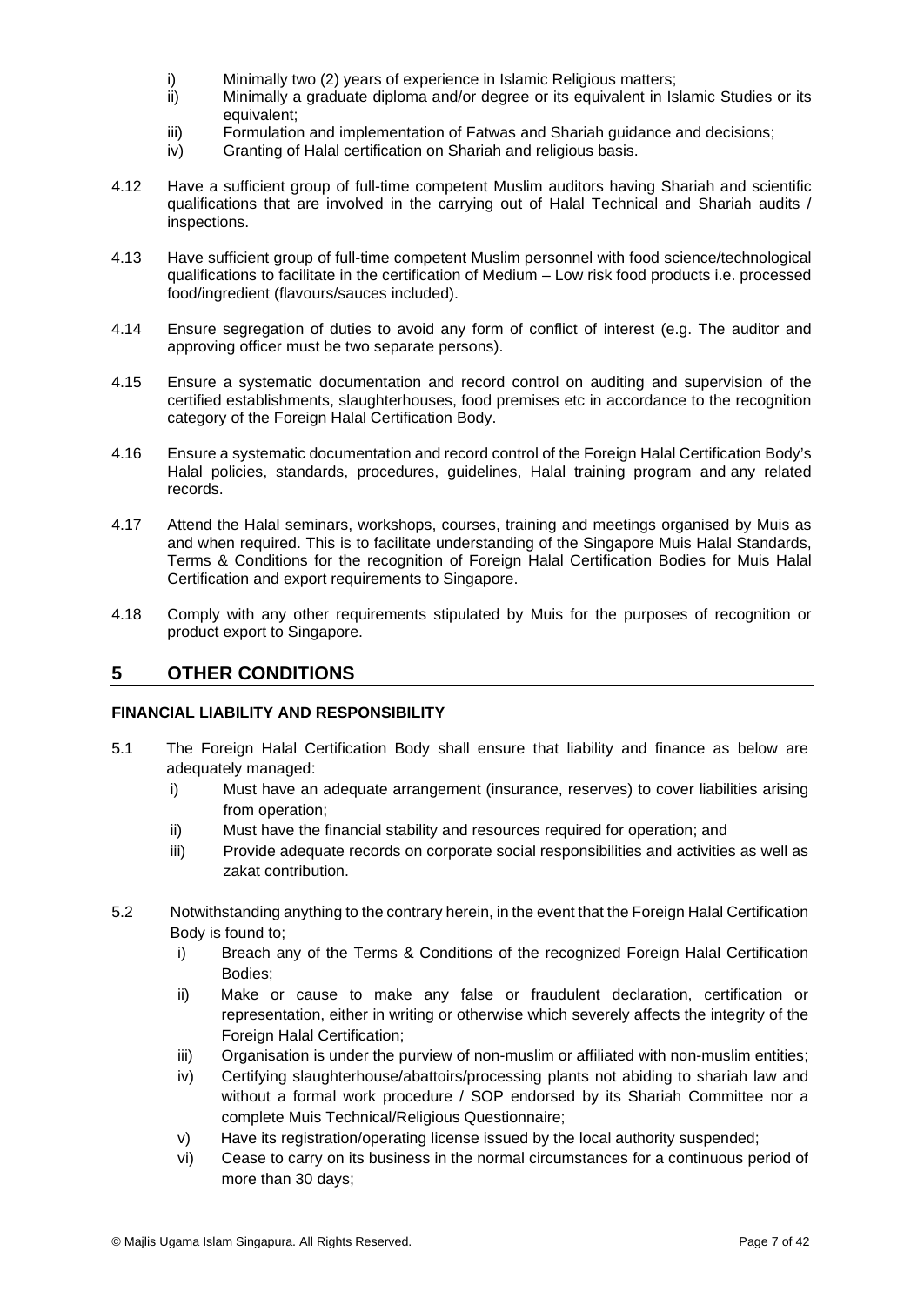i) Minimally two (2) years of experience in Islamic Religious matters;
ii) Minimally a graduate diploma and/or degree or its equivalent in Islamic Studies or its equivalent;
iii) Formulation and implementation of Fatwas and Shariah guidance and decisions;
iv) Granting of Halal certification on Shariah and religious basis.

4.12 Have a sufficient group of full-time competent Muslim auditors having Shariah and scientific qualifications that are involved in the carrying out of Halal Technical and Shariah audits / inspections.

4.13 Have sufficient group of full-time competent Muslim personnel with food science/technological qualifications to facilitate in the certification of Medium – Low risk food products i.e. processed food/ingredient (flavours/sauces included).

4.14 Ensure segregation of duties to avoid any form of conflict of interest (e.g. The auditor and approving officer must be two separate persons).

4.15 Ensure a systematic documentation and record control on auditing and supervision of the certified establishments, slaughterhouses, food premises etc in accordance to the recognition category of the Foreign Halal Certification Body.

4.16 Ensure a systematic documentation and record control of the Foreign Halal Certification Body's Halal policies, standards, procedures, guidelines, Halal training program and any related records.

4.17 Attend the Halal seminars, workshops, courses, training and meetings organised by Muis as and when required. This is to facilitate understanding of the Singapore Muis Halal Standards, Terms & Conditions for the recognition of Foreign Halal Certification Bodies for Muis Halal Certification and export requirements to Singapore.

4.18 Comply with any other requirements stipulated by Muis for the purposes of recognition or product export to Singapore.

## 5 OTHER CONDITIONS

**FINANCIAL LIABILITY AND RESPONSIBILITY**

5.1 The Foreign Halal Certification Body shall ensure that liability and finance as below are adequately managed:

i) Must have an adequate arrangement (insurance, reserves) to cover liabilities arising from operation;
ii) Must have the financial stability and resources required for operation; and
iii) Provide adequate records on corporate social responsibilities and activities as well as zakat contribution.

5.2 Notwithstanding anything to the contrary herein, in the event that the Foreign Halal Certification Body is found to;

i) Breach any of the Terms & Conditions of the recognized Foreign Halal Certification Bodies;
ii) Make or cause to make any false or fraudulent declaration, certification or representation, either in writing or otherwise which severely affects the integrity of the Foreign Halal Certification;
iii) Organisation is under the purview of non-muslim or affiliated with non-muslim entities;
iv) Certifying slaughterhouse/abattoirs/processing plants not abiding to shariah law and without a formal work procedure / SOP endorsed by its Shariah Committee nor a complete Muis Technical/Religious Questionnaire;
v) Have its registration/operating license issued by the local authority suspended;
vi) Cease to carry on its business in the normal circumstances for a continuous period of more than 30 days;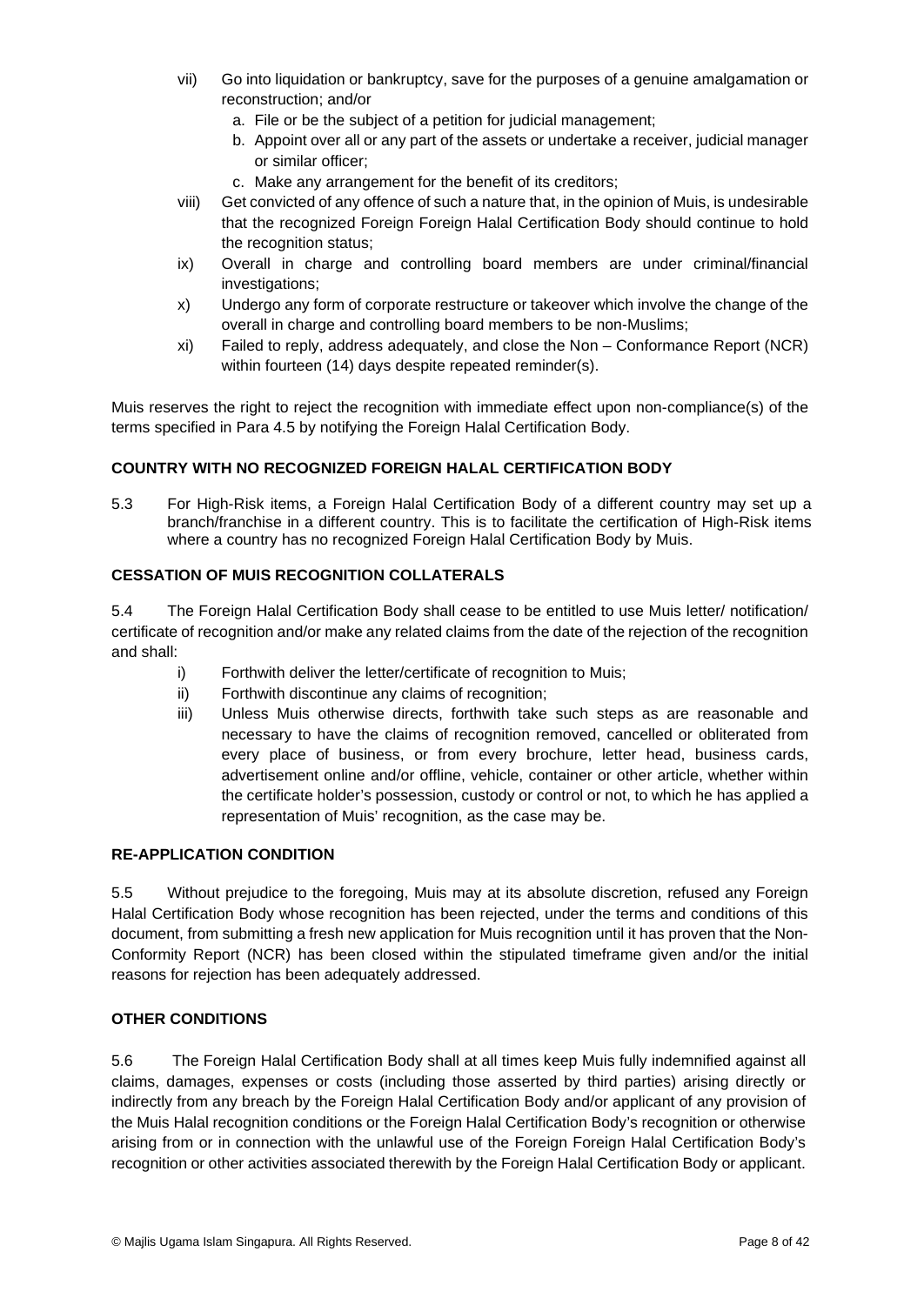vii) Go into liquidation or bankruptcy, save for the purposes of a genuine amalgamation or reconstruction; and/or

   a. File or be the subject of a petition for judicial management;
   b. Appoint over all or any part of the assets or undertake a receiver, judicial manager or similar officer;
   c. Make any arrangement for the benefit of its creditors;

viii) Get convicted of any offence of such a nature that, in the opinion of Muis, is undesirable that the recognized Foreign Foreign Halal Certification Body should continue to hold the recognition status;

ix) Overall in charge and controlling board members are under criminal/financial investigations;

x) Undergo any form of corporate restructure or takeover which involve the change of the overall in charge and controlling board members to be non-Muslims;

xi) Failed to reply, address adequately, and close the Non – Conformance Report (NCR) within fourteen (14) days despite repeated reminder(s).

Muis reserves the right to reject the recognition with immediate effect upon non-compliance(s) of the terms specified in Para 4.5 by notifying the Foreign Halal Certification Body.

**COUNTRY WITH NO RECOGNIZED FOREIGN HALAL CERTIFICATION BODY**

5.3 For High-Risk items, a Foreign Halal Certification Body of a different country may set up a branch/franchise in a different country. This is to facilitate the certification of High-Risk items where a country has no recognized Foreign Halal Certification Body by Muis.

**CESSATION OF MUIS RECOGNITION COLLATERALS**

5.4 The Foreign Halal Certification Body shall cease to be entitled to use Muis letter/ notification/ certificate of recognition and/or make any related claims from the date of the rejection of the recognition and shall:

i) Forthwith deliver the letter/certificate of recognition to Muis;

ii) Forthwith discontinue any claims of recognition;

iii) Unless Muis otherwise directs, forthwith take such steps as are reasonable and necessary to have the claims of recognition removed, cancelled or obliterated from every place of business, or from every brochure, letter head, business cards, advertisement online and/or offline, vehicle, container or other article, whether within the certificate holder's possession, custody or control or not, to which he has applied a representation of Muis' recognition, as the case may be.

**RE-APPLICATION CONDITION**

5.5 Without prejudice to the foregoing, Muis may at its absolute discretion, refused any Foreign Halal Certification Body whose recognition has been rejected, under the terms and conditions of this document, from submitting a fresh new application for Muis recognition until it has proven that the Non-Conformity Report (NCR) has been closed within the stipulated timeframe given and/or the initial reasons for rejection has been adequately addressed.

**OTHER CONDITIONS**

5.6 The Foreign Halal Certification Body shall at all times keep Muis fully indemnified against all claims, damages, expenses or costs (including those asserted by third parties) arising directly or indirectly from any breach by the Foreign Halal Certification Body and/or applicant of any provision of the Muis Halal recognition conditions or the Foreign Halal Certification Body's recognition or otherwise arising from or in connection with the unlawful use of the Foreign Foreign Halal Certification Body's recognition or other activities associated therewith by the Foreign Halal Certification Body or applicant.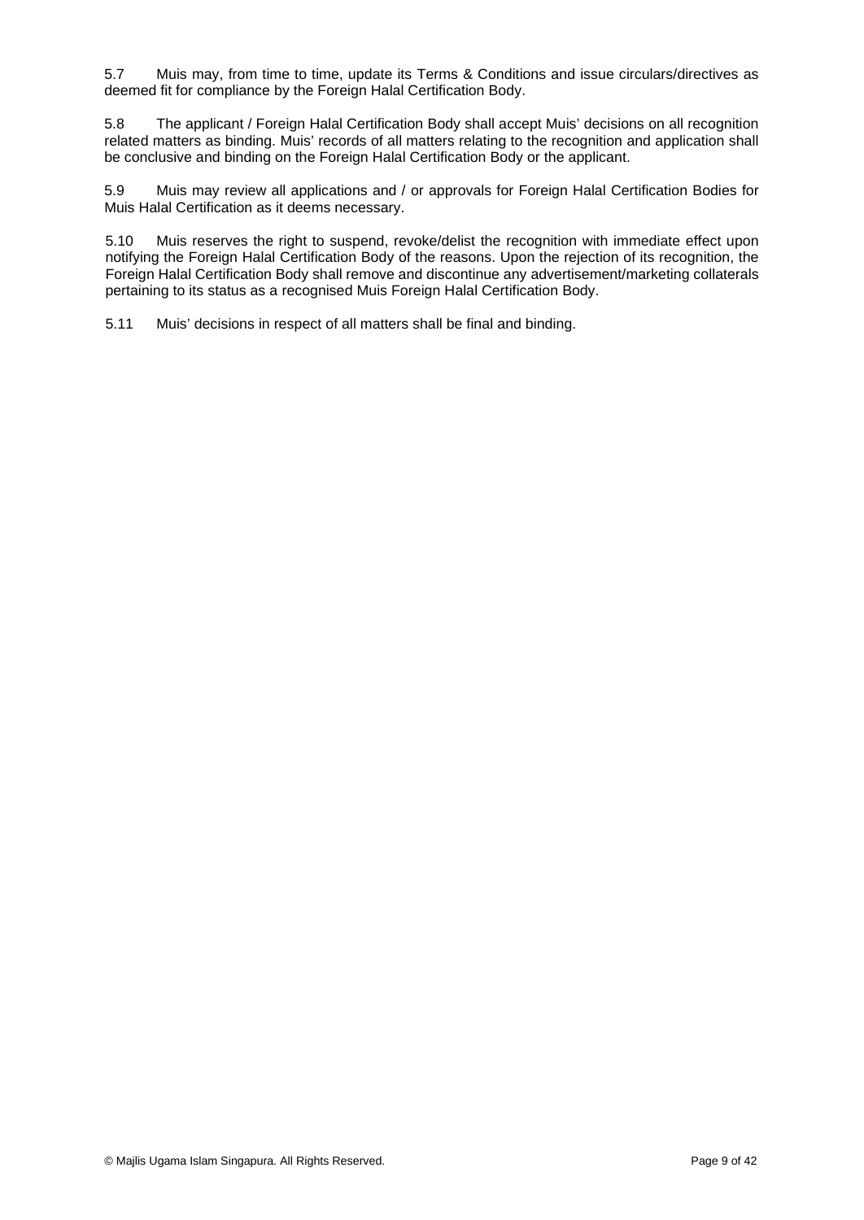5.7 Muis may, from time to time, update its Terms & Conditions and issue circulars/directives as deemed fit for compliance by the Foreign Halal Certification Body.

5.8 The applicant / Foreign Halal Certification Body shall accept Muis' decisions on all recognition related matters as binding. Muis' records of all matters relating to the recognition and application shall be conclusive and binding on the Foreign Halal Certification Body or the applicant.

5.9 Muis may review all applications and / or approvals for Foreign Halal Certification Bodies for Muis Halal Certification as it deems necessary.

5.10 Muis reserves the right to suspend, revoke/delist the recognition with immediate effect upon notifying the Foreign Halal Certification Body of the reasons. Upon the rejection of its recognition, the Foreign Halal Certification Body shall remove and discontinue any advertisement/marketing collaterals pertaining to its status as a recognised Muis Foreign Halal Certification Body.

5.11 Muis' decisions in respect of all matters shall be final and binding.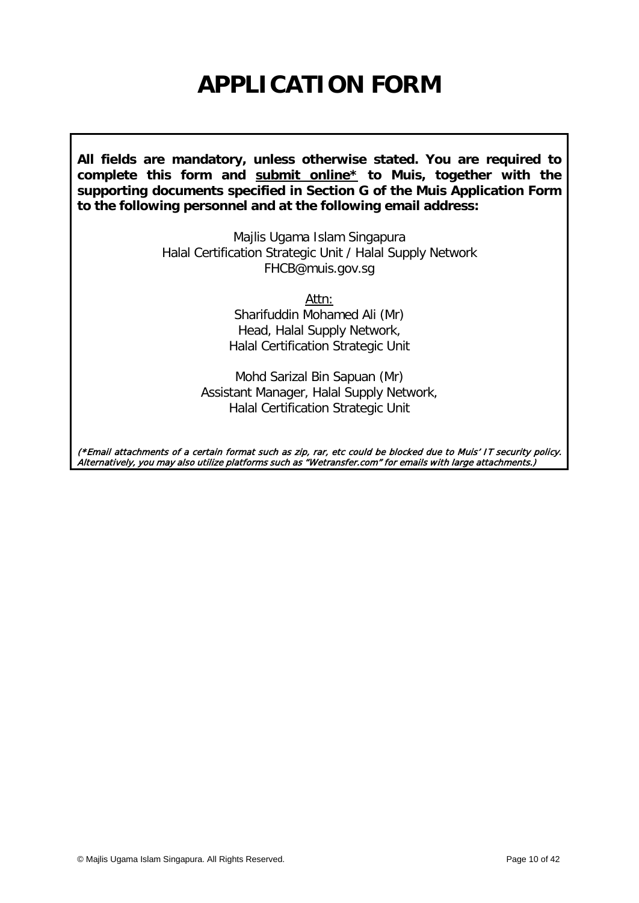# APPLICATION FORM

**All fields are mandatory, unless otherwise stated. You are required to complete this form and <u>submit online*</u> to Muis, together with the supporting documents specified in Section G of the Muis Application Form to the following personnel and at the following email address:**

Majlis Ugama Islam Singapura
Halal Certification Strategic Unit / Halal Supply Network
FHCB@muis.gov.sg

<u>Attn:</u>
Sharifuddin Mohamed Ali (Mr)
Head, Halal Supply Network,
Halal Certification Strategic Unit

Mohd Sarizal Bin Sapuan (Mr)
Assistant Manager, Halal Supply Network,
Halal Certification Strategic Unit

***(\*Email attachments of a certain format such as zip, rar, etc could be blocked due to Muis' IT security policy. Alternatively, you may also utilize platforms such as "Wetransfer.com" for emails with large attachments.)***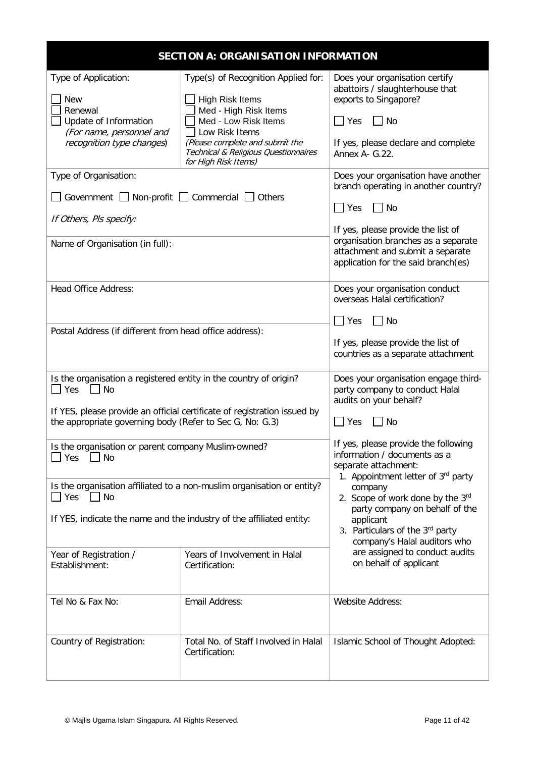## SECTION A: ORGANISATION INFORMATION

| Type of Application: ☐ New ☐ Renewal ☐ Update of Information *(For name, personnel and recognition type changes)* | Type(s) of Recognition Applied for: ☐ High Risk Items ☐ Med - High Risk Items ☐ Med - Low Risk Items ☐ Low Risk Items *(Please complete and submit the Technical & Religious Questionnaires for High Risk Items)* | Does your organisation certify abattoirs / slaughterhouse that exports to Singapore? ☐ Yes ☐ No<br>If yes, please declare and complete Annex A- G.22. |
|---|---|---|
| Type of Organisation: ☐ Government ☐ Non-profit ☐ Commercial ☐ Others<br>*If Others, Pls specify:* | | Does your organisation have another branch operating in another country? ☐ Yes ☐ No<br>If yes, please provide the list of organisation branches as a separate attachment and submit a separate application for the said branch(es) |
| Name of Organisation (in full): | | |
| Head Office Address: | | Does your organisation conduct overseas Halal certification? ☐ Yes ☐ No<br>If yes, please provide the list of countries as a separate attachment |
| Postal Address (if different from head office address): | | |
| Is the organisation a registered entity in the country of origin? ☐ Yes ☐ No<br>If YES, please provide an official certificate of registration issued by the appropriate governing body (Refer to Sec G, No: G.3) | | Does your organisation engage third-party company to conduct Halal audits on your behalf? ☐ Yes ☐ No<br>If yes, please provide the following information / documents as a separate attachment:<br>1. Appointment letter of 3rd party company<br>2. Scope of work done by the 3rd party company on behalf of the applicant<br>3. Particulars of the 3rd party company's Halal auditors who are assigned to conduct audits on behalf of applicant |
| Is the organisation or parent company Muslim-owned? ☐ Yes ☐ No | | |
| Is the organisation affiliated to a non-muslim organisation or entity? ☐ Yes ☐ No<br>If YES, indicate the name and the industry of the affiliated entity: | | |
| Year of Registration / Establishment: | Years of Involvement in Halal Certification: | |
| Tel No & Fax No: | Email Address: | Website Address: |
| Country of Registration: | Total No. of Staff Involved in Halal Certification: | Islamic School of Thought Adopted: |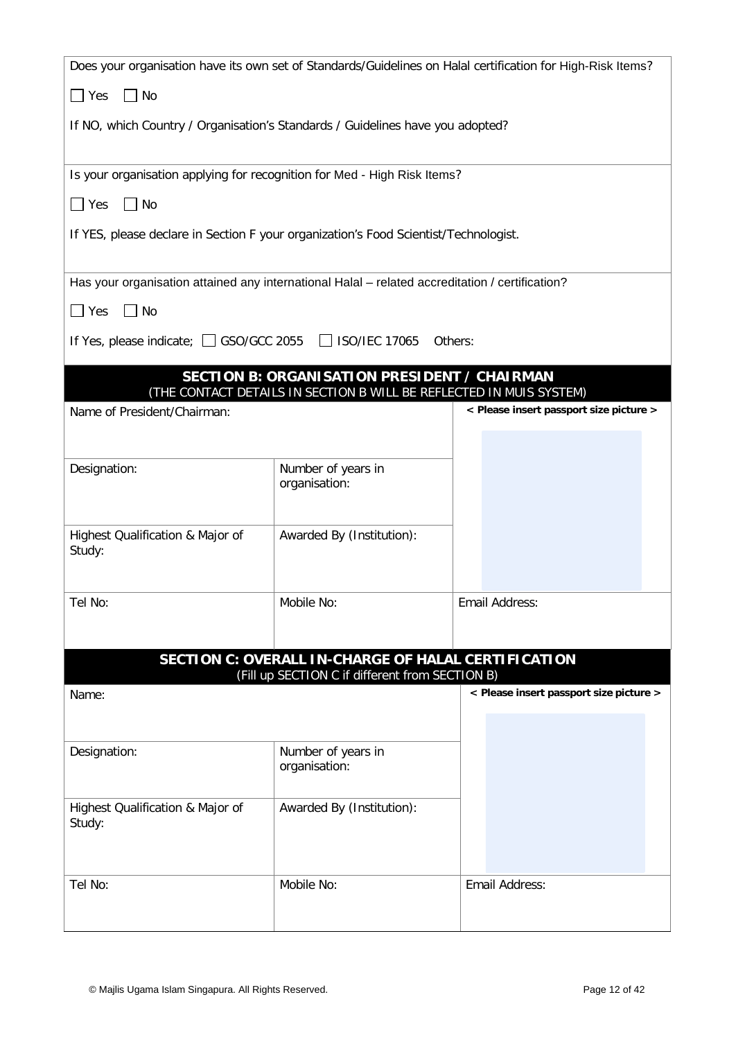Does your organisation have its own set of Standards/Guidelines on Halal certification for High-Risk Items?

☐ Yes ☐ No

If NO, which Country / Organisation's Standards / Guidelines have you adopted?

Is your organisation applying for recognition for Med - High Risk Items?

☐ Yes ☐ No

If YES, please declare in Section F your organization's Food Scientist/Technologist.

Has your organisation attained any international Halal – related accreditation / certification?

☐ Yes ☐ No

If Yes, please indicate; ☐ GSO/GCC 2055 ☐ ISO/IEC 17065 Others:

## SECTION B: ORGANISATION PRESIDENT / CHAIRMAN

(THE CONTACT DETAILS IN SECTION B WILL BE REFLECTED IN MUIS SYSTEM)

| Name of President/Chairman: | | **< Please insert passport size picture >** |
|---|---|---|
| Designation: | Number of years in organisation: | |
| Highest Qualification & Major of Study: | Awarded By (Institution): | |
| Tel No: | Mobile No: | Email Address: |

## SECTION C: OVERALL IN-CHARGE OF HALAL CERTIFICATION

(Fill up SECTION C if different from SECTION B)

| Name: | | **< Please insert passport size picture >** |
|---|---|---|
| Designation: | Number of years in organisation: | |
| Highest Qualification & Major of Study: | Awarded By (Institution): | |
| Tel No: | Mobile No: | Email Address: |

© Majlis Ugama Islam Singapura. All Rights Reserved.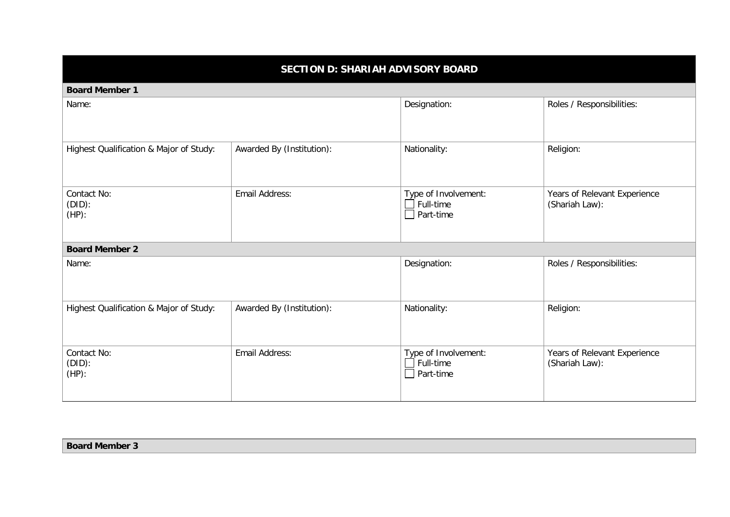## SECTION D: SHARIAH ADVISORY BOARD

| **Board Member 1** | | | |
|---|---|---|---|
| Name: | | Designation: | Roles / Responsibilities: |
| Highest Qualification & Major of Study: | Awarded By (Institution): | Nationality: | Religion: |
| Contact No:<br>(DID):<br>(HP): | Email Address: | Type of Involvement:<br>☐ Full-time<br>☐ Part-time | Years of Relevant Experience (Shariah Law): |
| **Board Member 2** | | | |
| Name: | | Designation: | Roles / Responsibilities: |
| Highest Qualification & Major of Study: | Awarded By (Institution): | Nationality: | Religion: |
| Contact No:<br>(DID):<br>(HP): | Email Address: | Type of Involvement:<br>☐ Full-time<br>☐ Part-time | Years of Relevant Experience (Shariah Law): |

| **Board Member 3** |
|---|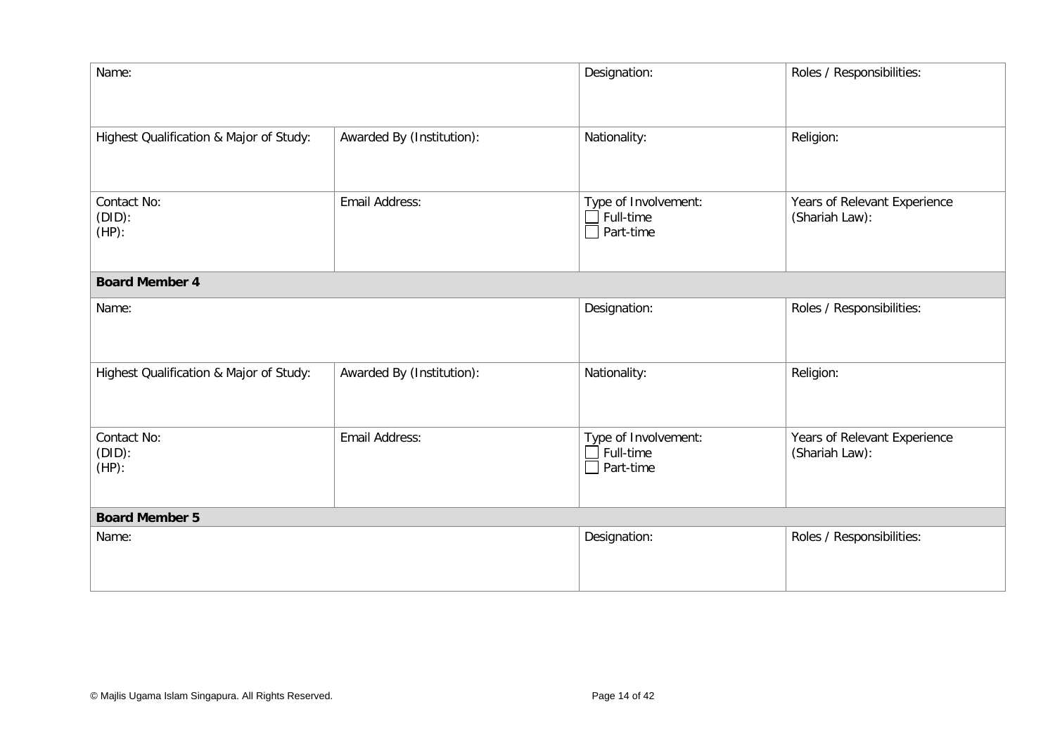| Name: | | Designation: | Roles / Responsibilities: |
|---|---|---|---|
| Highest Qualification & Major of Study: | Awarded By (Institution): | Nationality: | Religion: |
| Contact No:<br>(DID):<br>(HP): | Email Address: | Type of Involvement:<br>☐ Full-time<br>☐ Part-time | Years of Relevant Experience (Shariah Law): |
| **Board Member 4** | | | |
| Name: | | Designation: | Roles / Responsibilities: |
| Highest Qualification & Major of Study: | Awarded By (Institution): | Nationality: | Religion: |
| Contact No:<br>(DID):<br>(HP): | Email Address: | Type of Involvement:<br>☐ Full-time<br>☐ Part-time | Years of Relevant Experience (Shariah Law): |
| **Board Member 5** | | | |
| Name: | | Designation: | Roles / Responsibilities: |

© Majlis Ugama Islam Singapura. All Rights Reserved.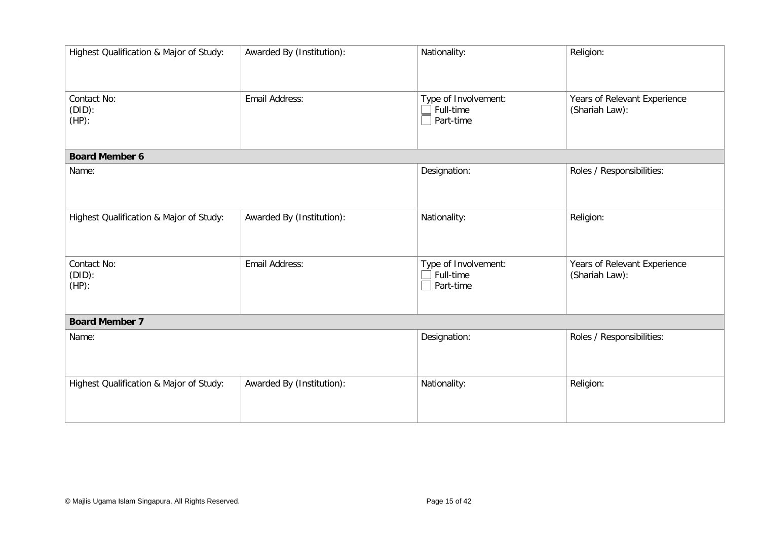| Highest Qualification & Major of Study: | Awarded By (Institution): | Nationality: | Religion: |
|---|---|---|---|
| Contact No:<br>(DID):<br>(HP): | Email Address: | Type of Involvement:<br>☐ Full-time<br>☐ Part-time | Years of Relevant Experience (Shariah Law): |
| **Board Member 6** | | | |
| Name: | | Designation: | Roles / Responsibilities: |
| Highest Qualification & Major of Study: | Awarded By (Institution): | Nationality: | Religion: |
| Contact No:<br>(DID):<br>(HP): | Email Address: | Type of Involvement:<br>☐ Full-time<br>☐ Part-time | Years of Relevant Experience (Shariah Law): |
| **Board Member 7** | | | |
| Name: | | Designation: | Roles / Responsibilities: |
| Highest Qualification & Major of Study: | Awarded By (Institution): | Nationality: | Religion: |

© Majlis Ugama Islam Singapura. All Rights Reserved.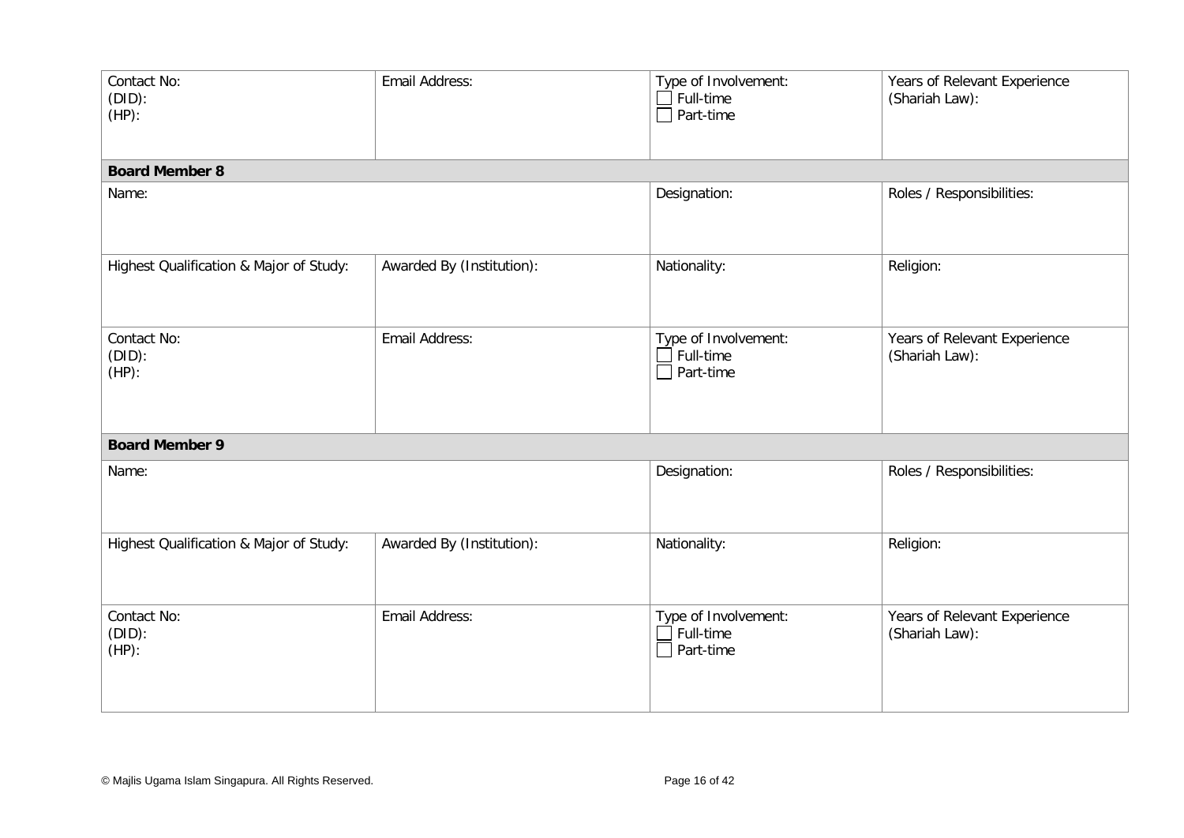| Contact No:<br>(DID):<br>(HP): | Email Address: | Type of Involvement:<br>☐ Full-time<br>☐ Part-time | Years of Relevant Experience (Shariah Law): |
|---|---|---|---|
| **Board Member 8** | | | |
| Name: | | Designation: | Roles / Responsibilities: |
| Highest Qualification & Major of Study: | Awarded By (Institution): | Nationality: | Religion: |
| Contact No:<br>(DID):<br>(HP): | Email Address: | Type of Involvement:<br>☐ Full-time<br>☐ Part-time | Years of Relevant Experience (Shariah Law): |
| **Board Member 9** | | | |
| Name: | | Designation: | Roles / Responsibilities: |
| Highest Qualification & Major of Study: | Awarded By (Institution): | Nationality: | Religion: |
| Contact No:<br>(DID):<br>(HP): | Email Address: | Type of Involvement:<br>☐ Full-time<br>☐ Part-time | Years of Relevant Experience (Shariah Law): |

© Majlis Ugama Islam Singapura. All Rights Reserved.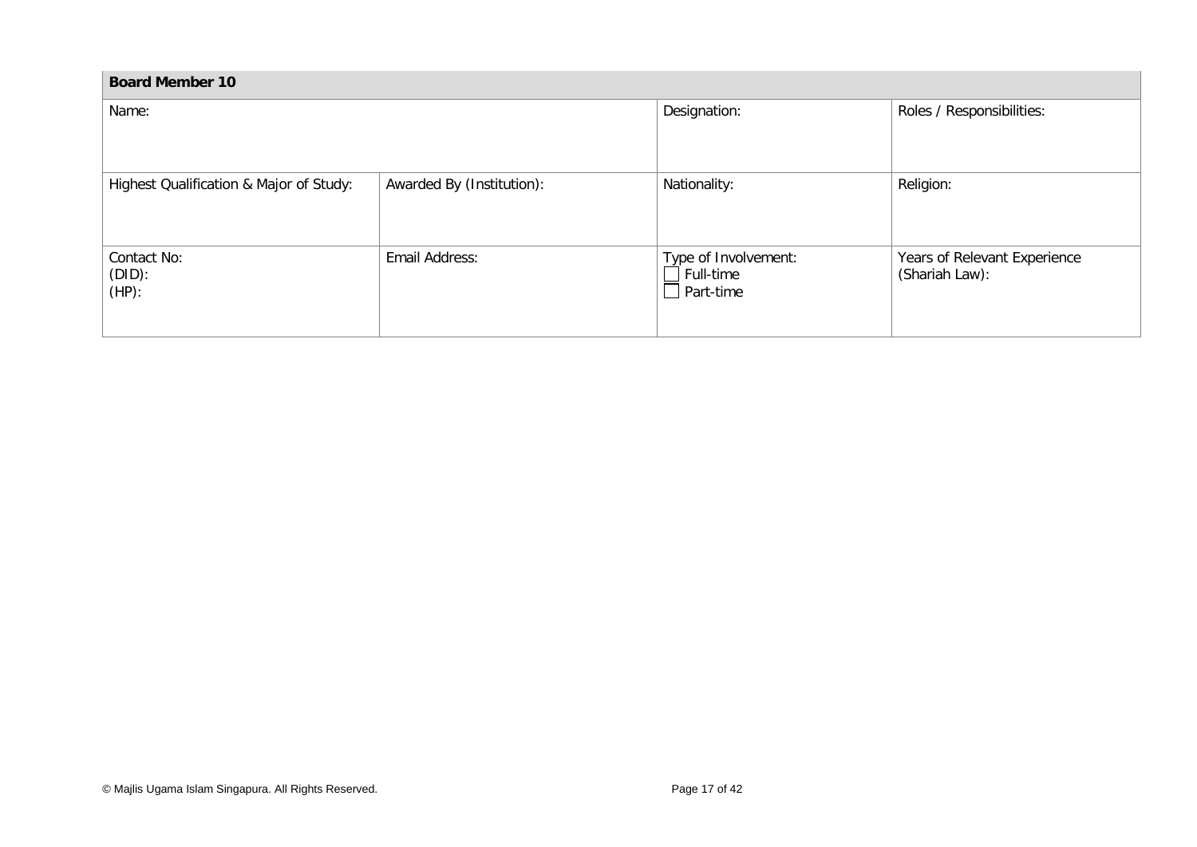| **Board Member 10** | | | |
|---|---|---|---|
| Name: | | Designation: | Roles / Responsibilities: |
| Highest Qualification & Major of Study: | Awarded By (Institution): | Nationality: | Religion: |
| Contact No:<br>(DID):<br>(HP): | Email Address: | Type of Involvement:<br>☐ Full-time<br>☐ Part-time | Years of Relevant Experience (Shariah Law): |

© Majlis Ugama Islam Singapura. All Rights Reserved.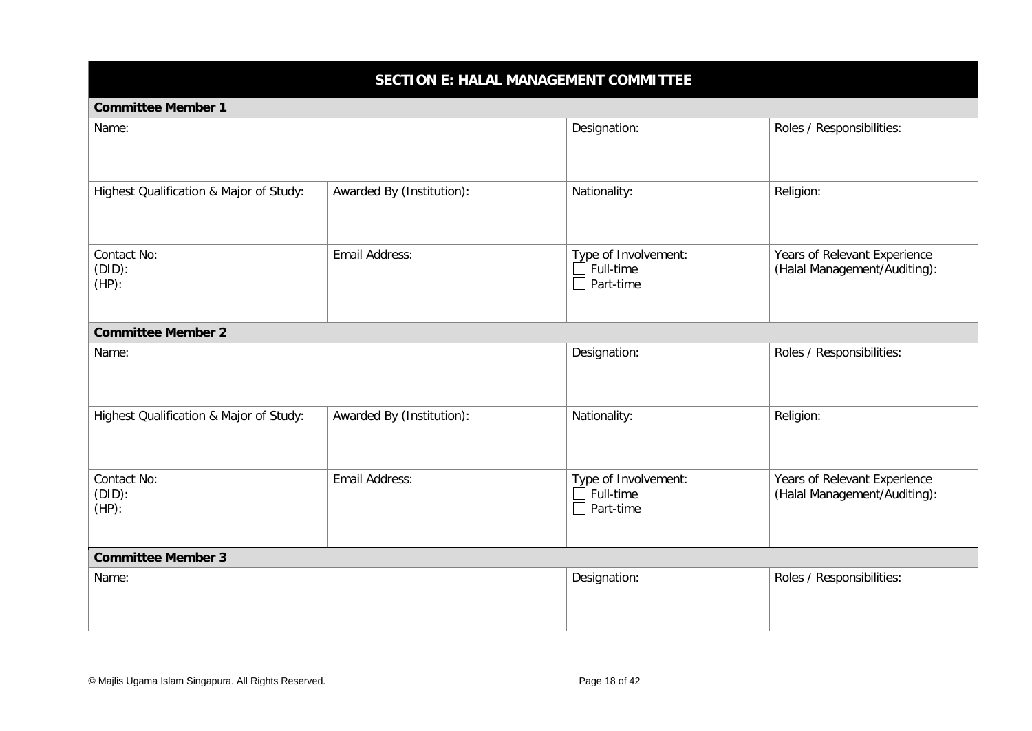## SECTION E: HALAL MANAGEMENT COMMITTEE

| **Committee Member 1** | | | |
|---|---|---|---|
| Name: | | Designation: | Roles / Responsibilities: |
| Highest Qualification & Major of Study: | Awarded By (Institution): | Nationality: | Religion: |
| Contact No:<br>(DID):<br>(HP): | Email Address: | Type of Involvement:<br>☐ Full-time<br>☐ Part-time | Years of Relevant Experience (Halal Management/Auditing): |
| **Committee Member 2** | | | |
| Name: | | Designation: | Roles / Responsibilities: |
| Highest Qualification & Major of Study: | Awarded By (Institution): | Nationality: | Religion: |
| Contact No:<br>(DID):<br>(HP): | Email Address: | Type of Involvement:<br>☐ Full-time<br>☐ Part-time | Years of Relevant Experience (Halal Management/Auditing): |
| **Committee Member 3** | | | |
| Name: | | Designation: | Roles / Responsibilities: |

© Majlis Ugama Islam Singapura. All Rights Reserved.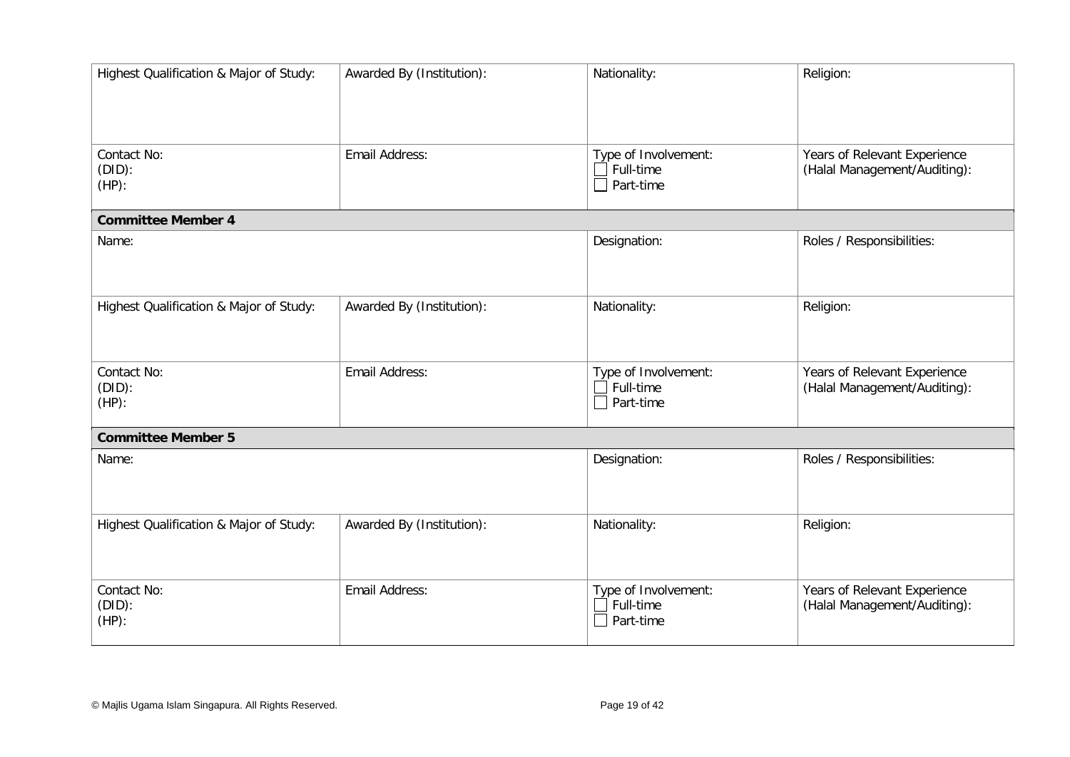| Highest Qualification & Major of Study: | Awarded By (Institution): | Nationality: | Religion: |
|---|---|---|---|
| Contact No:<br>(DID):<br>(HP): | Email Address: | Type of Involvement:<br>☐ Full-time<br>☐ Part-time | Years of Relevant Experience (Halal Management/Auditing): |
| **Committee Member 4** | | | |
| Name: | | Designation: | Roles / Responsibilities: |
| Highest Qualification & Major of Study: | Awarded By (Institution): | Nationality: | Religion: |
| Contact No:<br>(DID):<br>(HP): | Email Address: | Type of Involvement:<br>☐ Full-time<br>☐ Part-time | Years of Relevant Experience (Halal Management/Auditing): |
| **Committee Member 5** | | | |
| Name: | | Designation: | Roles / Responsibilities: |
| Highest Qualification & Major of Study: | Awarded By (Institution): | Nationality: | Religion: |
| Contact No:<br>(DID):<br>(HP): | Email Address: | Type of Involvement:<br>☐ Full-time<br>☐ Part-time | Years of Relevant Experience (Halal Management/Auditing): |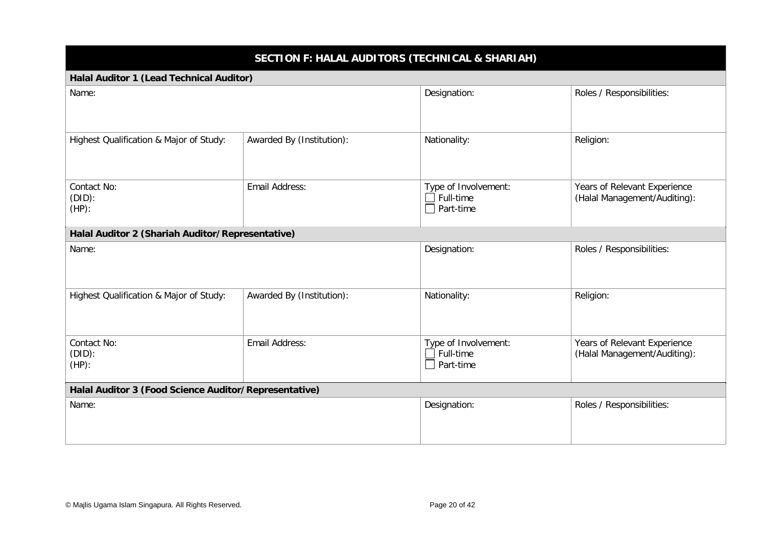## SECTION F: HALAL AUDITORS (TECHNICAL & SHARIAH)

**Halal Auditor 1 (Lead Technical Auditor)**

| Name: | | Designation: | Roles / Responsibilities: |
|---|---|---|---|
| Highest Qualification & Major of Study: | Awarded By (Institution): | Nationality: | Religion: |
| Contact No:<br>(DID):<br>(HP): | Email Address: | Type of Involvement:<br>☐ Full-time<br>☐ Part-time | Years of Relevant Experience (Halal Management/Auditing): |

**Halal Auditor 2 (Shariah Auditor/Representative)**

| Name: | | Designation: | Roles / Responsibilities: |
|---|---|---|---|
| Highest Qualification & Major of Study: | Awarded By (Institution): | Nationality: | Religion: |
| Contact No:<br>(DID):<br>(HP): | Email Address: | Type of Involvement:<br>☐ Full-time<br>☐ Part-time | Years of Relevant Experience (Halal Management/Auditing): |

**Halal Auditor 3 (Food Science Auditor/Representative)**

| Name: | | Designation: | Roles / Responsibilities: |
|---|---|---|---|

© Majlis Ugama Islam Singapura. All Rights Reserved.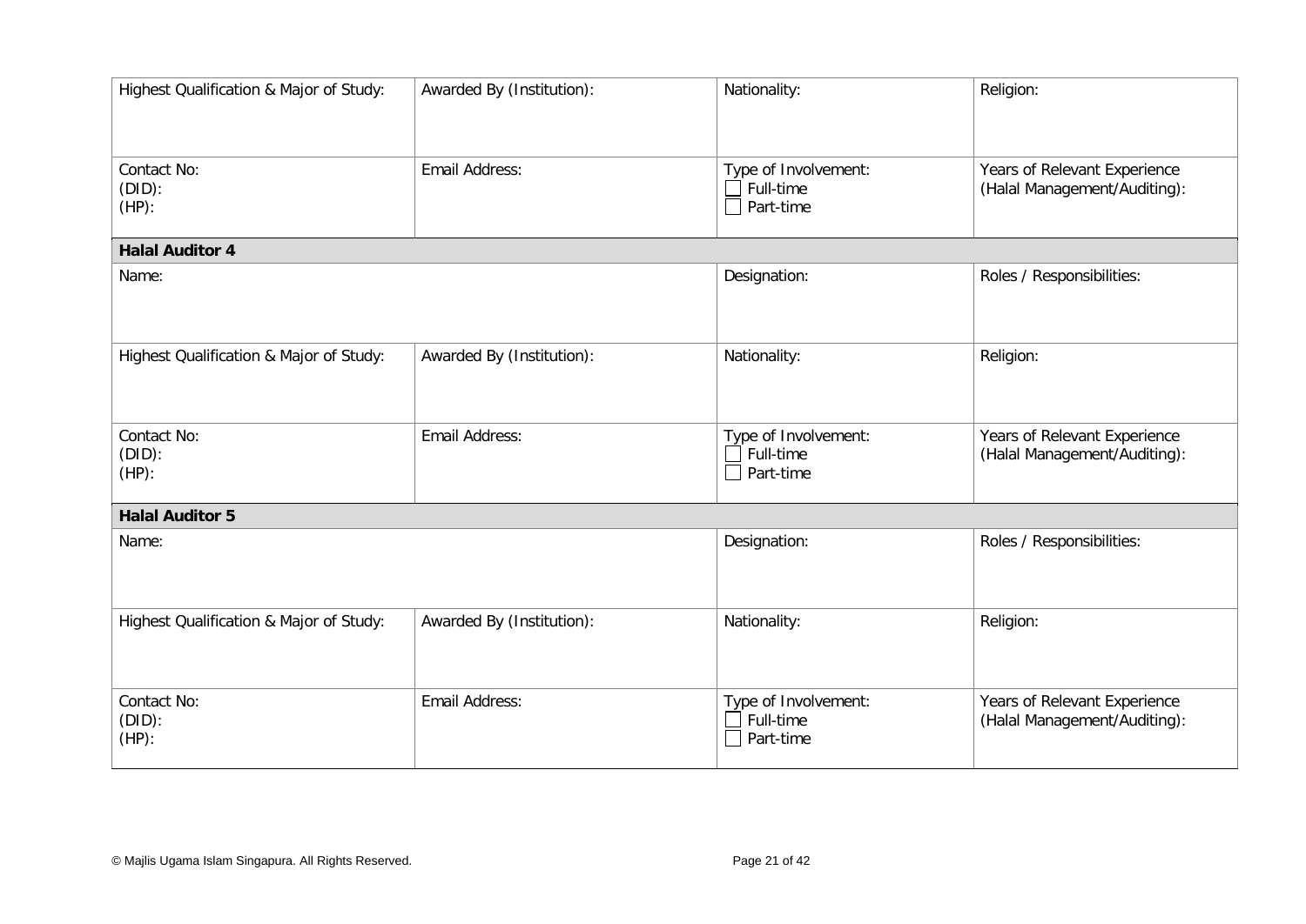| Highest Qualification & Major of Study: | Awarded By (Institution): | Nationality: | Religion: |
|---|---|---|---|
| Contact No:<br>(DID):<br>(HP): | Email Address: | Type of Involvement:<br>☐ Full-time<br>☐ Part-time | Years of Relevant Experience (Halal Management/Auditing): |
| **Halal Auditor 4** | | | |
| Name: | | Designation: | Roles / Responsibilities: |
| Highest Qualification & Major of Study: | Awarded By (Institution): | Nationality: | Religion: |
| Contact No:<br>(DID):<br>(HP): | Email Address: | Type of Involvement:<br>☐ Full-time<br>☐ Part-time | Years of Relevant Experience (Halal Management/Auditing): |
| **Halal Auditor 5** | | | |
| Name: | | Designation: | Roles / Responsibilities: |
| Highest Qualification & Major of Study: | Awarded By (Institution): | Nationality: | Religion: |
| Contact No:<br>(DID):<br>(HP): | Email Address: | Type of Involvement:<br>☐ Full-time<br>☐ Part-time | Years of Relevant Experience (Halal Management/Auditing): |

© Majlis Ugama Islam Singapura. All Rights Reserved.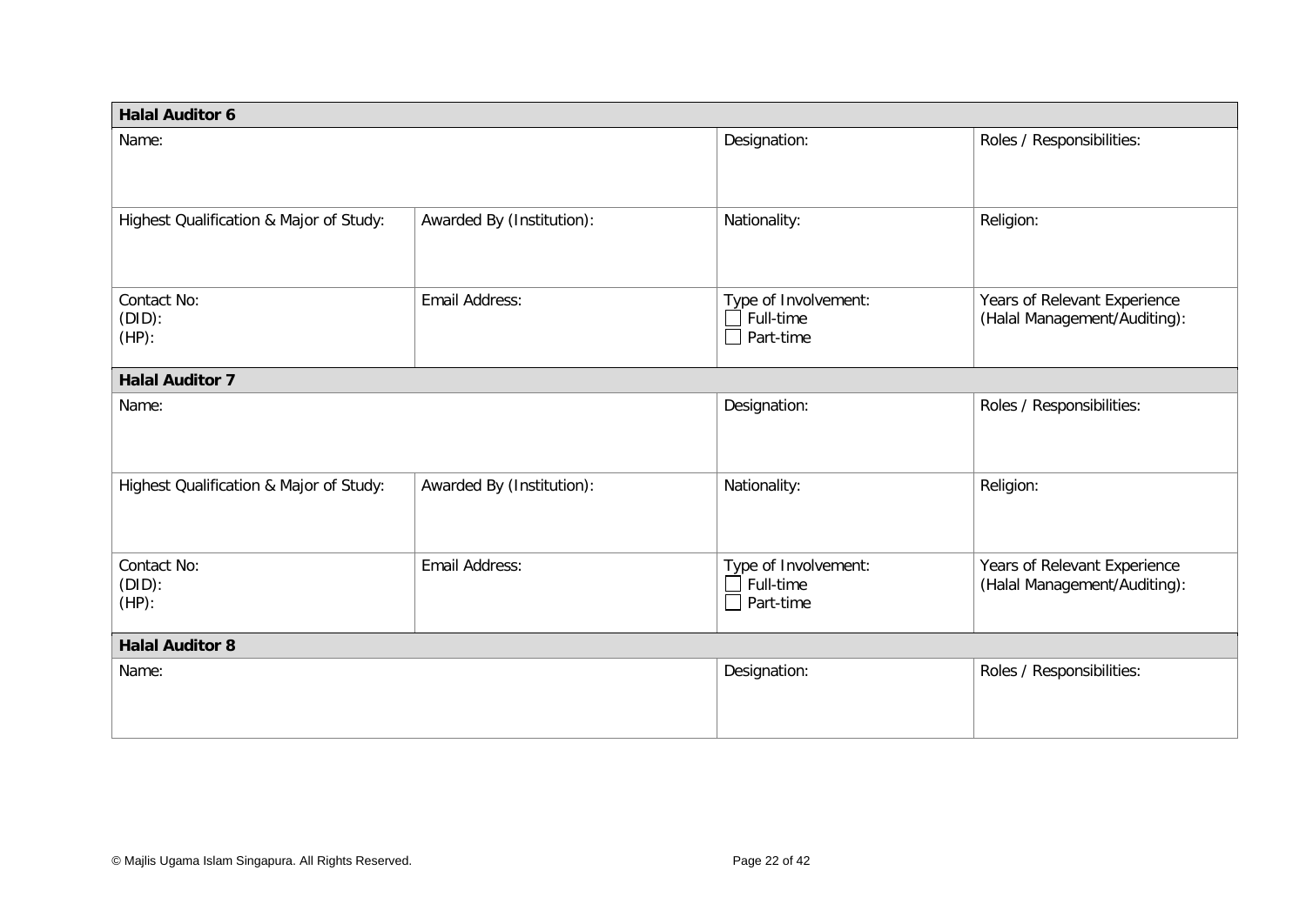| **Halal Auditor 6** | | | |
|---|---|---|---|
| Name: | | Designation: | Roles / Responsibilities: |
| Highest Qualification & Major of Study: | Awarded By (Institution): | Nationality: | Religion: |
| Contact No:<br>(DID):<br>(HP): | Email Address: | Type of Involvement:<br>☐ Full-time<br>☐ Part-time | Years of Relevant Experience (Halal Management/Auditing): |
| **Halal Auditor 7** | | | |
| Name: | | Designation: | Roles / Responsibilities: |
| Highest Qualification & Major of Study: | Awarded By (Institution): | Nationality: | Religion: |
| Contact No:<br>(DID):<br>(HP): | Email Address: | Type of Involvement:<br>☐ Full-time<br>☐ Part-time | Years of Relevant Experience (Halal Management/Auditing): |
| **Halal Auditor 8** | | | |
| Name: | | Designation: | Roles / Responsibilities: |

© Majlis Ugama Islam Singapura. All Rights Reserved.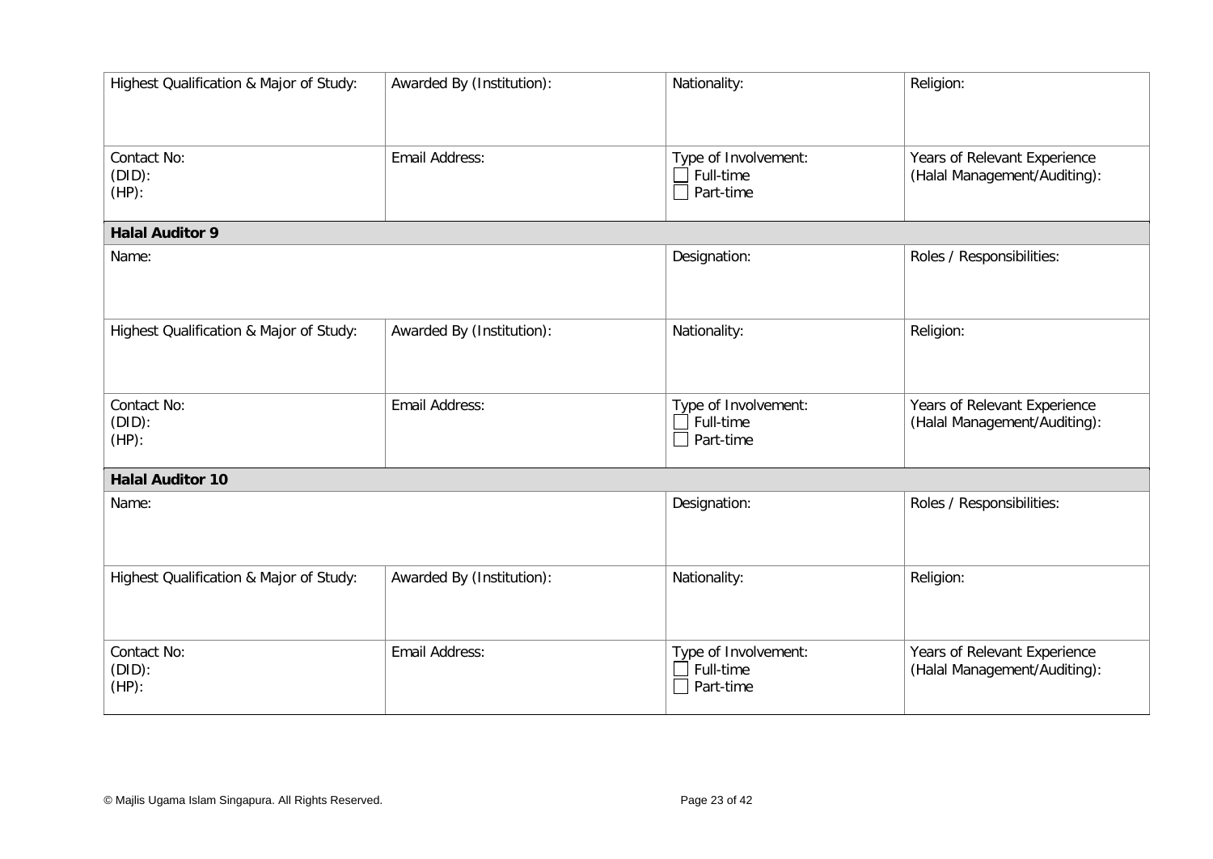| Highest Qualification & Major of Study: | Awarded By (Institution): | Nationality: | Religion: |
|---|---|---|---|
| Contact No:<br>(DID):<br>(HP): | Email Address: | Type of Involvement:<br>☐ Full-time<br>☐ Part-time | Years of Relevant Experience (Halal Management/Auditing): |
| **Halal Auditor 9** | | | |
| Name: | | Designation: | Roles / Responsibilities: |
| Highest Qualification & Major of Study: | Awarded By (Institution): | Nationality: | Religion: |
| Contact No:<br>(DID):<br>(HP): | Email Address: | Type of Involvement:<br>☐ Full-time<br>☐ Part-time | Years of Relevant Experience (Halal Management/Auditing): |
| **Halal Auditor 10** | | | |
| Name: | | Designation: | Roles / Responsibilities: |
| Highest Qualification & Major of Study: | Awarded By (Institution): | Nationality: | Religion: |
| Contact No:<br>(DID):<br>(HP): | Email Address: | Type of Involvement:<br>☐ Full-time<br>☐ Part-time | Years of Relevant Experience (Halal Management/Auditing): |

© Majlis Ugama Islam Singapura. All Rights Reserved.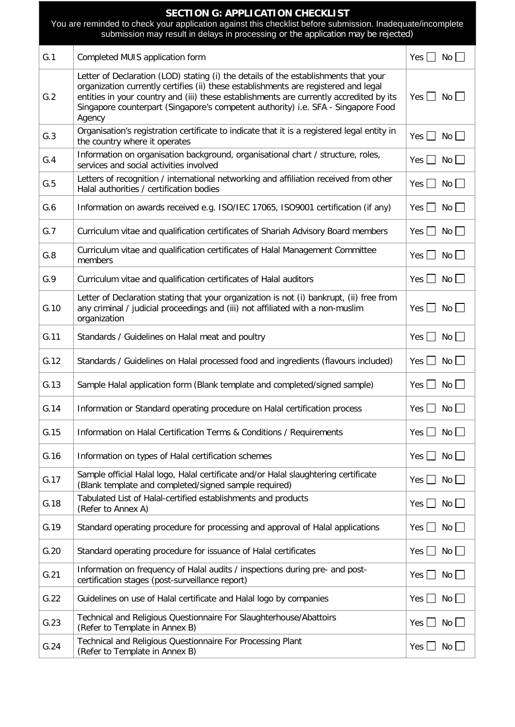## SECTION G: APPLICATION CHECKLIST

You are reminded to check your application against this checklist before submission. Inadequate/incomplete submission may result in delays in processing or the application may be rejected)

| | | |
|---|---|---|
| G.1 | Completed MUIS application form | Yes ☐ No ☐ |
| G.2 | Letter of Declaration (LOD) stating (i) the details of the establishments that your organization currently certifies (ii) these establishments are registered and legal entities in your country and (iii) these establishments are currently accredited by its Singapore counterpart (Singapore's competent authority) i.e. SFA - Singapore Food Agency | Yes ☐ No ☐ |
| G.3 | Organisation's registration certificate to indicate that it is a registered legal entity in the country where it operates | Yes ☐ No ☐ |
| G.4 | Information on organisation background, organisational chart / structure, roles, services and social activities involved | Yes ☐ No ☐ |
| G.5 | Letters of recognition / international networking and affiliation received from other Halal authorities / certification bodies | Yes ☐ No ☐ |
| G.6 | Information on awards received e.g. ISO/IEC 17065, ISO9001 certification (if any) | Yes ☐ No ☐ |
| G.7 | Curriculum vitae and qualification certificates of Shariah Advisory Board members | Yes ☐ No ☐ |
| G.8 | Curriculum vitae and qualification certificates of Halal Management Committee members | Yes ☐ No ☐ |
| G.9 | Curriculum vitae and qualification certificates of Halal auditors | Yes ☐ No ☐ |
| G.10 | Letter of Declaration stating that your organization is not (i) bankrupt, (ii) free from any criminal / judicial proceedings and (iii) not affiliated with a non-muslim organization | Yes ☐ No ☐ |
| G.11 | Standards / Guidelines on Halal meat and poultry | Yes ☐ No ☐ |
| G.12 | Standards / Guidelines on Halal processed food and ingredients (flavours included) | Yes ☐ No ☐ |
| G.13 | Sample Halal application form (Blank template and completed/signed sample) | Yes ☐ No ☐ |
| G.14 | Information or Standard operating procedure on Halal certification process | Yes ☐ No ☐ |
| G.15 | Information on Halal Certification Terms & Conditions / Requirements | Yes ☐ No ☐ |
| G.16 | Information on types of Halal certification schemes | Yes ☐ No ☐ |
| G.17 | Sample official Halal logo, Halal certificate and/or Halal slaughtering certificate (Blank template and completed/signed sample required) | Yes ☐ No ☐ |
| G.18 | Tabulated List of Halal-certified establishments and products (Refer to Annex A) | Yes ☐ No ☐ |
| G.19 | Standard operating procedure for processing and approval of Halal applications | Yes ☐ No ☐ |
| G.20 | Standard operating procedure for issuance of Halal certificates | Yes ☐ No ☐ |
| G.21 | Information on frequency of Halal audits / inspections during pre- and post-certification stages (post-surveillance report) | Yes ☐ No ☐ |
| G.22 | Guidelines on use of Halal certificate and Halal logo by companies | Yes ☐ No ☐ |
| G.23 | Technical and Religious Questionnaire For Slaughterhouse/Abattoirs (Refer to Template in Annex B) | Yes ☐ No ☐ |
| G.24 | Technical and Religious Questionnaire For Processing Plant (Refer to Template in Annex B) | Yes ☐ No ☐ |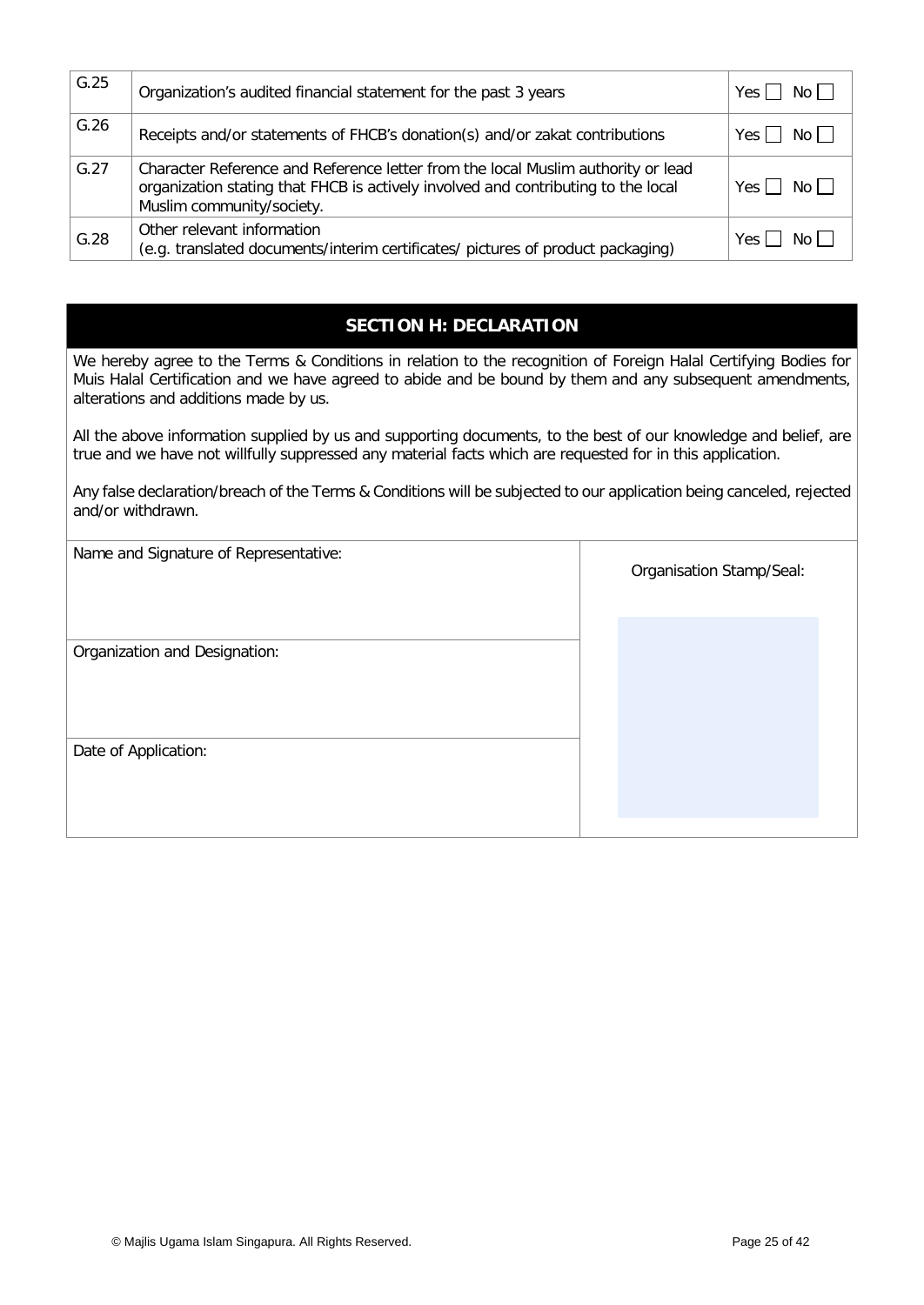| G.25 | Organization's audited financial statement for the past 3 years | Yes ☐ No ☐ |
|---|---|---|
| G.26 | Receipts and/or statements of FHCB's donation(s) and/or zakat contributions | Yes ☐ No ☐ |
| G.27 | Character Reference and Reference letter from the local Muslim authority or lead organization stating that FHCB is actively involved and contributing to the local Muslim community/society. | Yes ☐ No ☐ |
| G.28 | Other relevant information (e.g. translated documents/interim certificates/ pictures of product packaging) | Yes ☐ No ☐ |

## SECTION H: DECLARATION

We hereby agree to the Terms & Conditions in relation to the recognition of Foreign Halal Certifying Bodies for Muis Halal Certification and we have agreed to abide and be bound by them and any subsequent amendments, alterations and additions made by us.

All the above information supplied by us and supporting documents, to the best of our knowledge and belief, are true and we have not willfully suppressed any material facts which are requested for in this application.

Any false declaration/breach of the Terms & Conditions will be subjected to our application being canceled, rejected and/or withdrawn.

| Name and Signature of Representative: | Organisation Stamp/Seal: |
|---|---|
| Organization and Designation: | |
| Date of Application: | |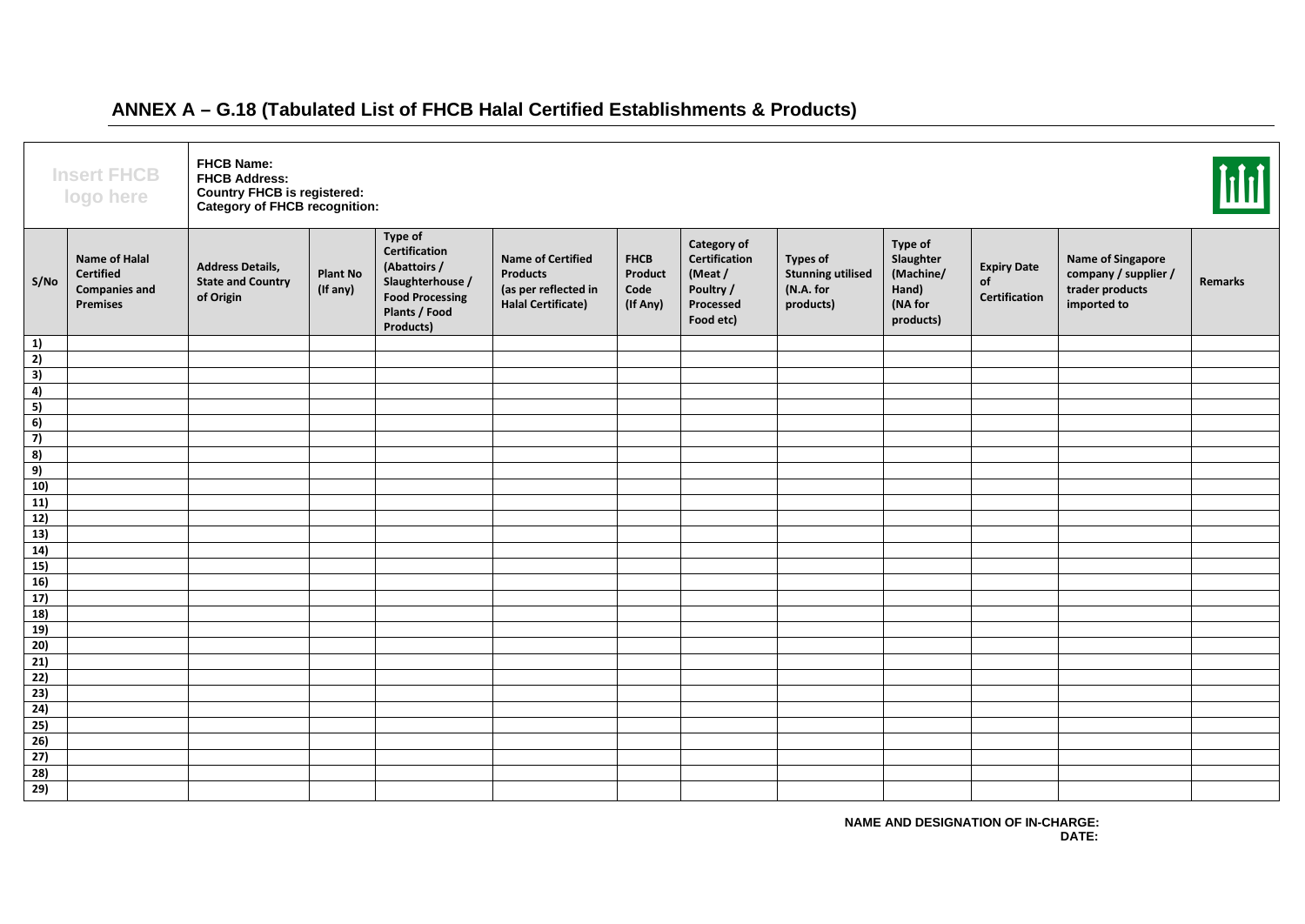## ANNEX A – G.18 (Tabulated List of FHCB Halal Certified Establishments & Products)

| Insert FHCB logo here | | FHCB Name:<br>FHCB Address:<br>Country FHCB is registered:<br>Category of FHCB recognition: | | | | | | | | | | |
|---|---|---|---|---|---|---|---|---|---|---|---|---|
| S/No | Name of Halal Certified Companies and Premises | Address Details, State and Country of Origin | Plant No (If any) | Type of Certification (Abattoirs / Slaughterhouse / Food Processing Plants / Food Products) | Name of Certified Products (as per reflected in Halal Certificate) | FHCB Product Code (If Any) | Category of Certification (Meat / Poultry / Processed Food etc) | Types of Stunning utilised (N.A. for products) | Type of Slaughter (Machine/ Hand) (NA for products) | Expiry Date of Certification | Name of Singapore company / supplier / trader products imported to | Remarks |
| 1) | | | | | | | | | | | | |
| 2) | | | | | | | | | | | | |
| 3) | | | | | | | | | | | | |
| 4) | | | | | | | | | | | | |
| 5) | | | | | | | | | | | | |
| 6) | | | | | | | | | | | | |
| 7) | | | | | | | | | | | | |
| 8) | | | | | | | | | | | | |
| 9) | | | | | | | | | | | | |
| 10) | | | | | | | | | | | | |
| 11) | | | | | | | | | | | | |
| 12) | | | | | | | | | | | | |
| 13) | | | | | | | | | | | | |
| 14) | | | | | | | | | | | | |
| 15) | | | | | | | | | | | | |
| 16) | | | | | | | | | | | | |
| 17) | | | | | | | | | | | | |
| 18) | | | | | | | | | | | | |
| 19) | | | | | | | | | | | | |
| 20) | | | | | | | | | | | | |
| 21) | | | | | | | | | | | | |
| 22) | | | | | | | | | | | | |
| 23) | | | | | | | | | | | | |
| 24) | | | | | | | | | | | | |
| 25) | | | | | | | | | | | | |
| 26) | | | | | | | | | | | | |
| 27) | | | | | | | | | | | | |
| 28) | | | | | | | | | | | | |
| 29) | | | | | | | | | | | | |

**NAME AND DESIGNATION OF IN-CHARGE:**
**DATE:**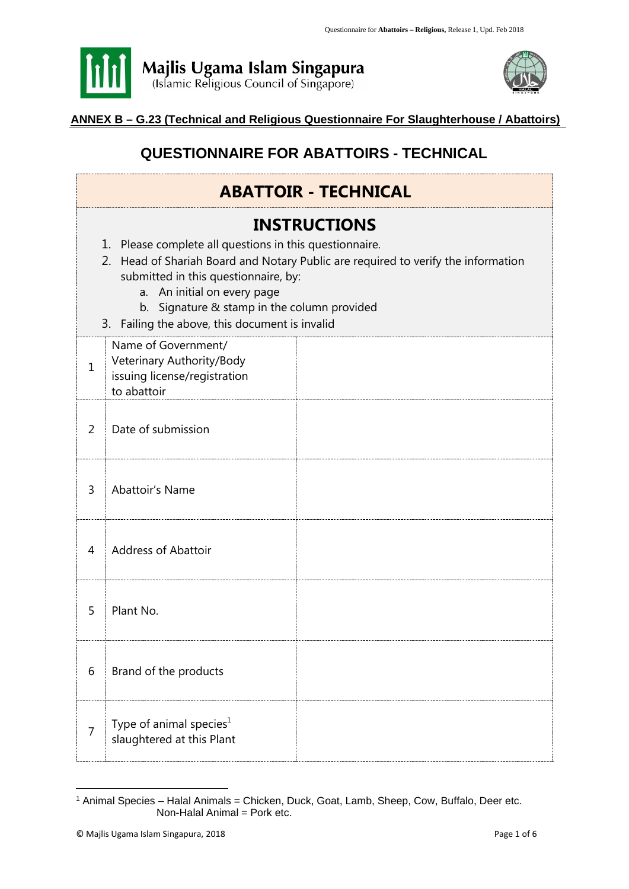Majlis Ugama Islam Singapura
(Islamic Religious Council of Singapore)

**ANNEX B – G.23 (Technical and Religious Questionnaire For Slaughterhouse / Abattoirs)**

## QUESTIONNAIRE FOR ABATTOIRS - TECHNICAL

| ABATTOIR - TECHNICAL | | |
|---|---|---|
| **INSTRUCTIONS**<br>1. Please complete all questions in this questionnaire.<br>2. Head of Shariah Board and Notary Public are required to verify the information submitted in this questionnaire, by:<br>a. An initial on every page<br>b. Signature & stamp in the column provided<br>3. Failing the above, this document is invalid | | |
| 1 | Name of Government/ Veterinary Authority/Body issuing license/registration to abattoir | |
| 2 | Date of submission | |
| 3 | Abattoir's Name | |
| 4 | Address of Abattoir | |
| 5 | Plant No. | |
| 6 | Brand of the products | |
| 7 | Type of animal species[1] slaughtered at this Plant | |

[1] Animal Species – Halal Animals = Chicken, Duck, Goat, Lamb, Sheep, Cow, Buffalo, Deer etc.
Non-Halal Animal = Pork etc.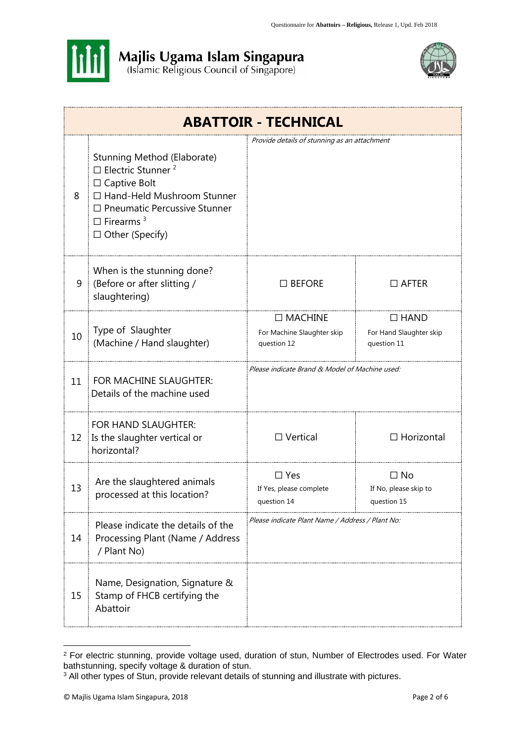Majlis Ugama Islam Singapura
(Islamic Religious Council of Singapore)

| ABATTOIR - TECHNICAL | | | |
|---|---|---|---|
| 8 | Stunning Method (Elaborate)<br>☐ Electric Stunner [2]<br>☐ Captive Bolt<br>☐ Hand-Held Mushroom Stunner<br>☐ Pneumatic Percussive Stunner<br>☐ Firearms [3]<br>☐ Other (Specify) | *Provide details of stunning as an attachment* | |
| 9 | When is the stunning done?<br>(Before or after slitting / slaughtering) | ☐ BEFORE | ☐ AFTER |
| 10 | Type of Slaughter<br>(Machine / Hand slaughter) | ☐ MACHINE<br>For Machine Slaughter skip question 12 | ☐ HAND<br>For Hand Slaughter skip question 11 |
| 11 | FOR MACHINE SLAUGHTER:<br>Details of the machine used | *Please indicate Brand & Model of Machine used:* | |
| 12 | FOR HAND SLAUGHTER:<br>Is the slaughter vertical or horizontal? | ☐ Vertical | ☐ Horizontal |
| 13 | Are the slaughtered animals processed at this location? | ☐ Yes<br>If Yes, please complete question 14 | ☐ No<br>If No, please skip to question 15 |
| 14 | Please indicate the details of the Processing Plant (Name / Address / Plant No) | *Please indicate Plant Name / Address / Plant No:* | |
| 15 | Name, Designation, Signature & Stamp of FHCB certifying the Abattoir | | |

[2] For electric stunning, provide voltage used, duration of stun, Number of Electrodes used. For Water bathstunning, specify voltage & duration of stun.

[3] All other types of Stun, provide relevant details of stunning and illustrate with pictures.

© Majlis Ugama Islam Singapura, 2018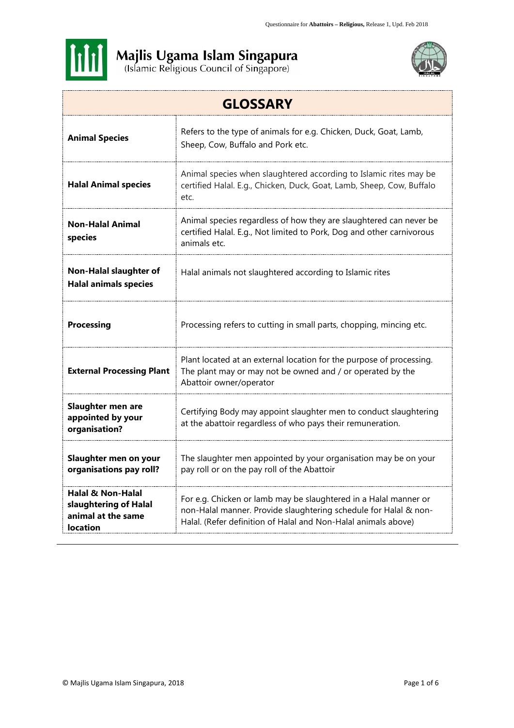Majlis Ugama Islam Singapura
(Islamic Religious Council of Singapore)

| GLOSSARY | |
|---|---|
| **Animal Species** | Refers to the type of animals for e.g. Chicken, Duck, Goat, Lamb, Sheep, Cow, Buffalo and Pork etc. |
| **Halal Animal species** | Animal species when slaughtered according to Islamic rites may be certified Halal. E.g., Chicken, Duck, Goat, Lamb, Sheep, Cow, Buffalo etc. |
| **Non-Halal Animal species** | Animal species regardless of how they are slaughtered can never be certified Halal. E.g., Not limited to Pork, Dog and other carnivorous animals etc. |
| **Non-Halal slaughter of Halal animals species** | Halal animals not slaughtered according to Islamic rites |
| **Processing** | Processing refers to cutting in small parts, chopping, mincing etc. |
| **External Processing Plant** | Plant located at an external location for the purpose of processing. The plant may or may not be owned and / or operated by the Abattoir owner/operator |
| **Slaughter men are appointed by your organisation?** | Certifying Body may appoint slaughter men to conduct slaughtering at the abattoir regardless of who pays their remuneration. |
| **Slaughter men on your organisations pay roll?** | The slaughter men appointed by your organisation may be on your pay roll or on the pay roll of the Abattoir |
| **Halal & Non-Halal slaughtering of Halal animal at the same location** | For e.g. Chicken or lamb may be slaughtered in a Halal manner or non-Halal manner. Provide slaughtering schedule for Halal & non-Halal. (Refer definition of Halal and Non-Halal animals above) |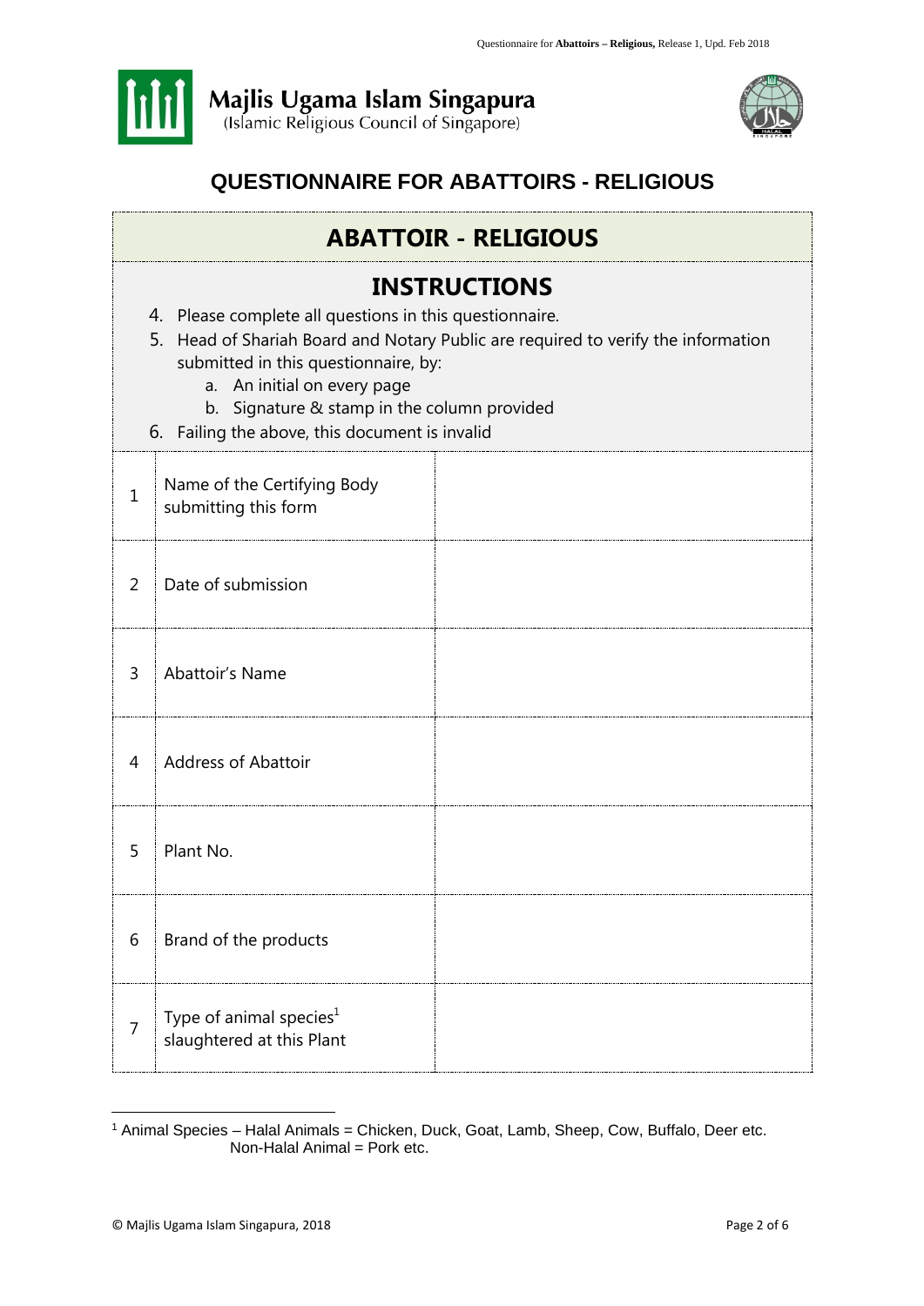Majlis Ugama Islam Singapura
(Islamic Religious Council of Singapore)

# QUESTIONNAIRE FOR ABATTOIRS - RELIGIOUS

## ABATTOIR - RELIGIOUS

## INSTRUCTIONS

4. Please complete all questions in this questionnaire.
5. Head of Shariah Board and Notary Public are required to verify the information submitted in this questionnaire, by:
   a. An initial on every page
   b. Signature & stamp in the column provided
6. Failing the above, this document is invalid

| | | |
|---|---|---|
| 1 | Name of the Certifying Body submitting this form | |
| 2 | Date of submission | |
| 3 | Abattoir's Name | |
| 4 | Address of Abattoir | |
| 5 | Plant No. | |
| 6 | Brand of the products | |
| 7 | Type of animal species[1] slaughtered at this Plant | |

[1] Animal Species – Halal Animals = Chicken, Duck, Goat, Lamb, Sheep, Cow, Buffalo, Deer etc.
Non-Halal Animal = Pork etc.

© Majlis Ugama Islam Singapura, 2018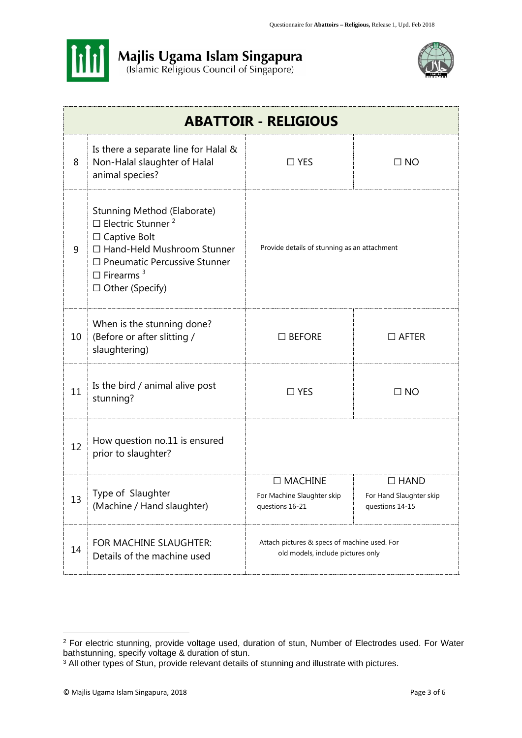Majlis Ugama Islam Singapura
(Islamic Religious Council of Singapore)

| ABATTOIR - RELIGIOUS | | | |
|---|---|---|---|
| 8 | Is there a separate line for Halal & Non-Halal slaughter of Halal animal species? | ☐ YES | ☐ NO |
| 9 | Stunning Method (Elaborate)<br>☐ Electric Stunner [2]<br>☐ Captive Bolt<br>☐ Hand-Held Mushroom Stunner<br>☐ Pneumatic Percussive Stunner<br>☐ Firearms [3]<br>☐ Other (Specify) | Provide details of stunning as an attachment | |
| 10 | When is the stunning done? (Before or after slitting / slaughtering) | ☐ BEFORE | ☐ AFTER |
| 11 | Is the bird / animal alive post stunning? | ☐ YES | ☐ NO |
| 12 | How question no.11 is ensured prior to slaughter? | | |
| 13 | Type of Slaughter (Machine / Hand slaughter) | ☐ MACHINE<br>For Machine Slaughter skip questions 16-21 | ☐ HAND<br>For Hand Slaughter skip questions 14-15 |
| 14 | FOR MACHINE SLAUGHTER: Details of the machine used | Attach pictures & specs of machine used. For old models, include pictures only | |

[2] For electric stunning, provide voltage used, duration of stun, Number of Electrodes used. For Water bathstunning, specify voltage & duration of stun.

[3] All other types of Stun, provide relevant details of stunning and illustrate with pictures.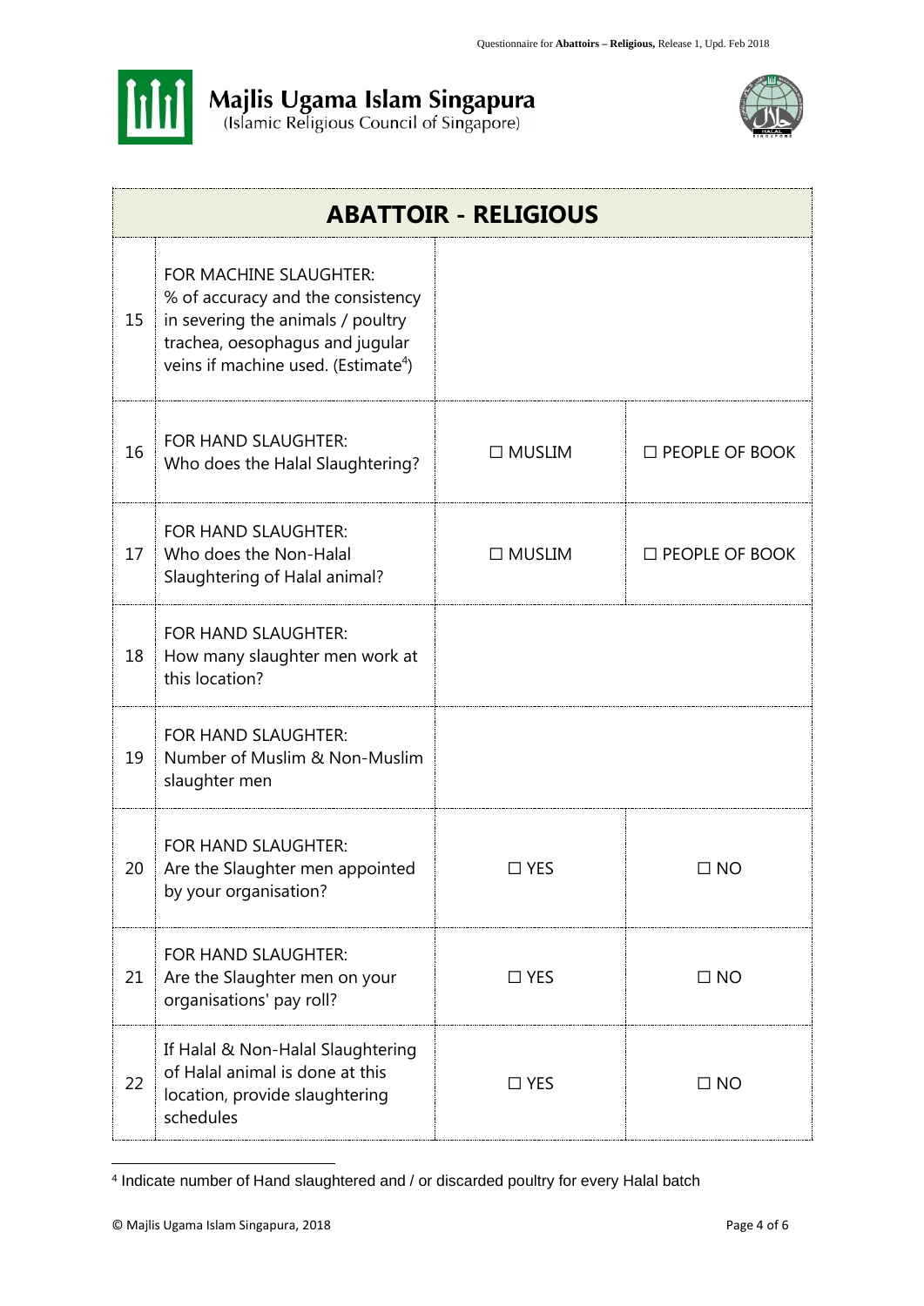Majlis Ugama Islam Singapura
(Islamic Religious Council of Singapore)

| ABATTOIR - RELIGIOUS | | | |
|---|---|---|---|
| 15 | FOR MACHINE SLAUGHTER: % of accuracy and the consistency in severing the animals / poultry trachea, oesophagus and jugular veins if machine used. (Estimate[4]) | | |
| 16 | FOR HAND SLAUGHTER: Who does the Halal Slaughtering? | ☐ MUSLIM | ☐ PEOPLE OF BOOK |
| 17 | FOR HAND SLAUGHTER: Who does the Non-Halal Slaughtering of Halal animal? | ☐ MUSLIM | ☐ PEOPLE OF BOOK |
| 18 | FOR HAND SLAUGHTER: How many slaughter men work at this location? | | |
| 19 | FOR HAND SLAUGHTER: Number of Muslim & Non-Muslim slaughter men | | |
| 20 | FOR HAND SLAUGHTER: Are the Slaughter men appointed by your organisation? | ☐ YES | ☐ NO |
| 21 | FOR HAND SLAUGHTER: Are the Slaughter men on your organisations' pay roll? | ☐ YES | ☐ NO |
| 22 | If Halal & Non-Halal Slaughtering of Halal animal is done at this location, provide slaughtering schedules | ☐ YES | ☐ NO |

[4] Indicate number of Hand slaughtered and / or discarded poultry for every Halal batch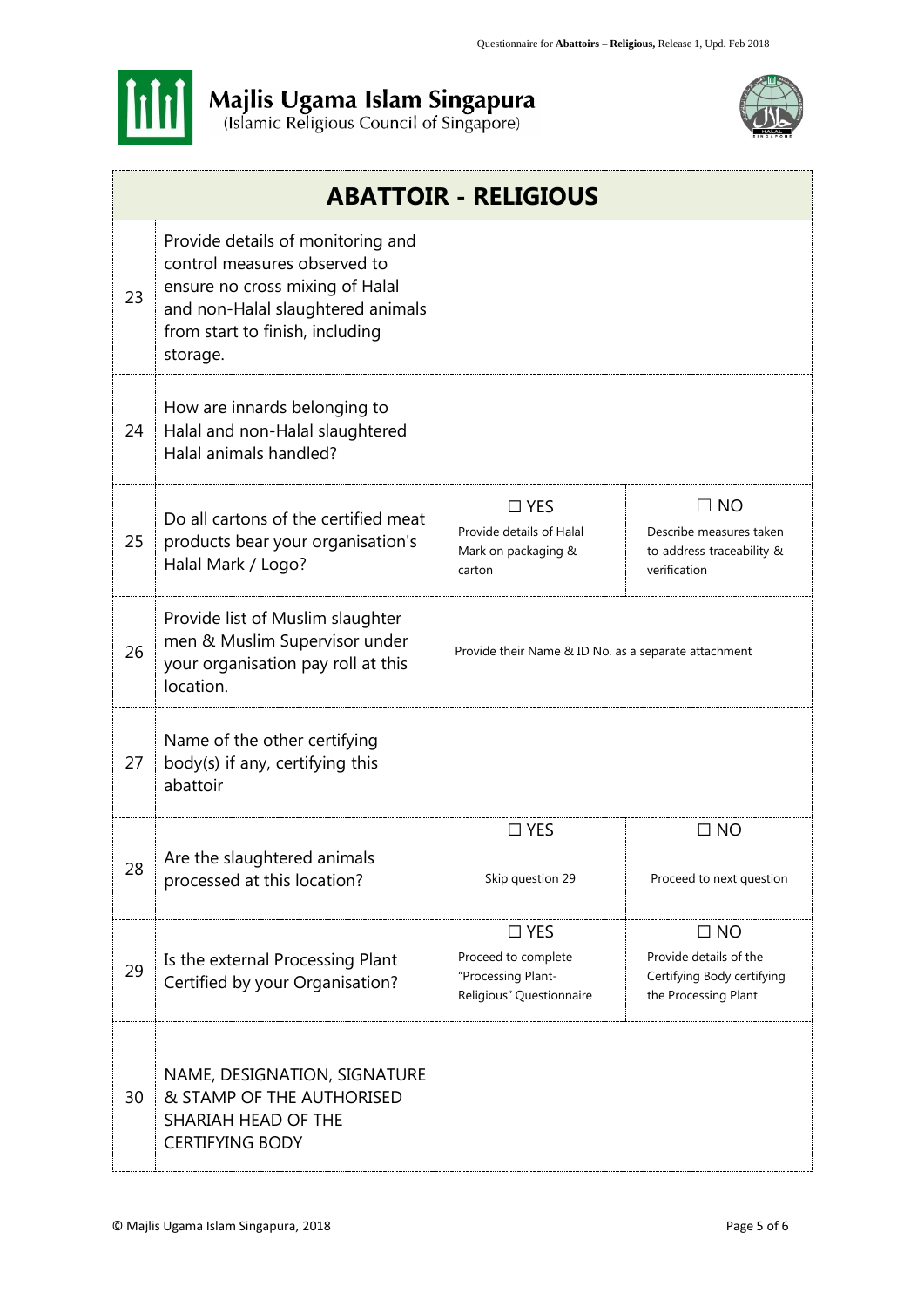Majlis Ugama Islam Singapura
(Islamic Religious Council of Singapore)

| ABATTOIR - RELIGIOUS | | | |
|---|---|---|---|
| 23 | Provide details of monitoring and control measures observed to ensure no cross mixing of Halal and non-Halal slaughtered animals from start to finish, including storage. | | |
| 24 | How are innards belonging to Halal and non-Halal slaughtered Halal animals handled? | | |
| 25 | Do all cartons of the certified meat products bear your organisation's Halal Mark / Logo? | ☐ YES<br>Provide details of Halal Mark on packaging & carton | ☐ NO<br>Describe measures taken to address traceability & verification |
| 26 | Provide list of Muslim slaughter men & Muslim Supervisor under your organisation pay roll at this location. | Provide their Name & ID No. as a separate attachment | |
| 27 | Name of the other certifying body(s) if any, certifying this abattoir | | |
| 28 | Are the slaughtered animals processed at this location? | ☐ YES<br>Skip question 29 | ☐ NO<br>Proceed to next question |
| 29 | Is the external Processing Plant Certified by your Organisation? | ☐ YES<br>Proceed to complete "Processing Plant-Religious" Questionnaire | ☐ NO<br>Provide details of the Certifying Body certifying the Processing Plant |
| 30 | NAME, DESIGNATION, SIGNATURE & STAMP OF THE AUTHORISED SHARIAH HEAD OF THE CERTIFYING BODY | | |

© Majlis Ugama Islam Singapura, 2018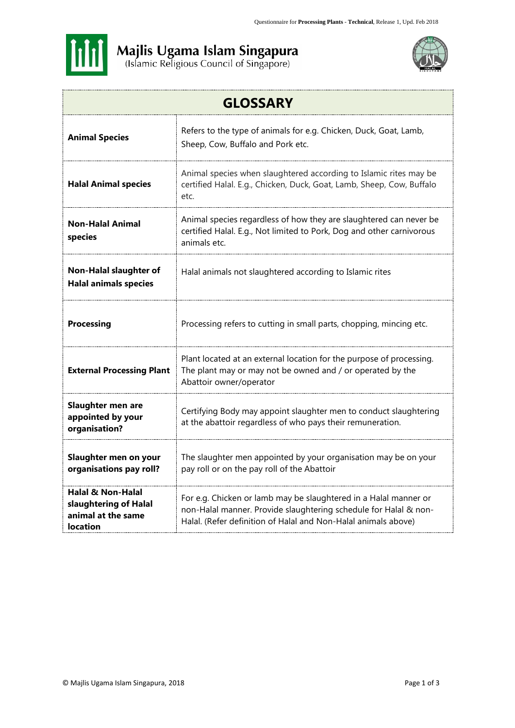Majlis Ugama Islam Singapura
(Islamic Religious Council of Singapore)

| GLOSSARY | |
|---|---|
| **Animal Species** | Refers to the type of animals for e.g. Chicken, Duck, Goat, Lamb, Sheep, Cow, Buffalo and Pork etc. |
| **Halal Animal species** | Animal species when slaughtered according to Islamic rites may be certified Halal. E.g., Chicken, Duck, Goat, Lamb, Sheep, Cow, Buffalo etc. |
| **Non-Halal Animal species** | Animal species regardless of how they are slaughtered can never be certified Halal. E.g., Not limited to Pork, Dog and other carnivorous animals etc. |
| **Non-Halal slaughter of Halal animals species** | Halal animals not slaughtered according to Islamic rites |
| **Processing** | Processing refers to cutting in small parts, chopping, mincing etc. |
| **External Processing Plant** | Plant located at an external location for the purpose of processing. The plant may or may not be owned and / or operated by the Abattoir owner/operator |
| **Slaughter men are appointed by your organisation?** | Certifying Body may appoint slaughter men to conduct slaughtering at the abattoir regardless of who pays their remuneration. |
| **Slaughter men on your organisations pay roll?** | The slaughter men appointed by your organisation may be on your pay roll or on the pay roll of the Abattoir |
| **Halal & Non-Halal slaughtering of Halal animal at the same location** | For e.g. Chicken or lamb may be slaughtered in a Halal manner or non-Halal manner. Provide slaughtering schedule for Halal & non-Halal. (Refer definition of Halal and Non-Halal animals above) |

© Majlis Ugama Islam Singapura, 2018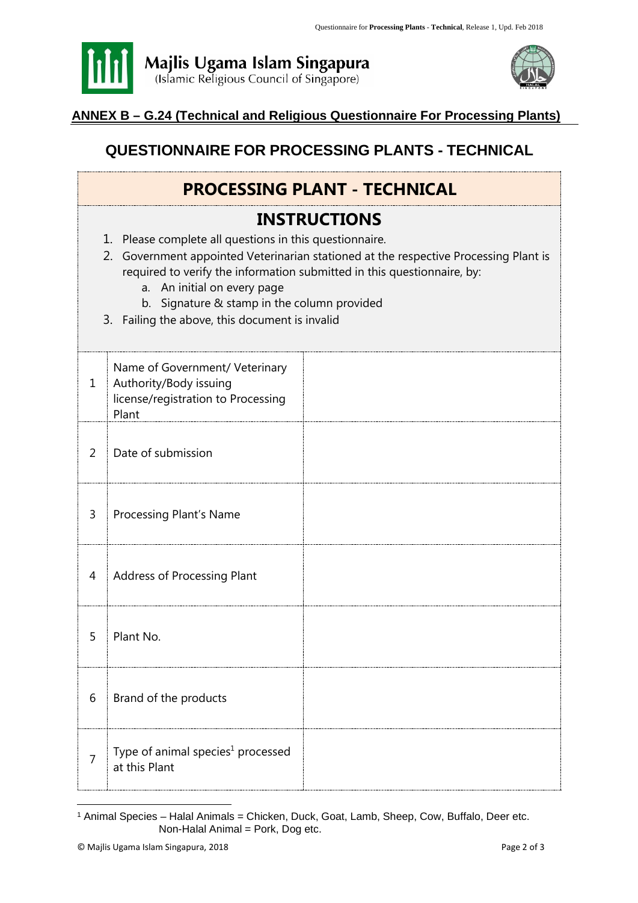Majlis Ugama Islam Singapura
(Islamic Religious Council of Singapore)

**ANNEX B – G.24 (Technical and Religious Questionnaire For Processing Plants)**

## QUESTIONNAIRE FOR PROCESSING PLANTS - TECHNICAL

### PROCESSING PLANT - TECHNICAL

### INSTRUCTIONS

1. Please complete all questions in this questionnaire.
2. Government appointed Veterinarian stationed at the respective Processing Plant is required to verify the information submitted in this questionnaire, by:
   a. An initial on every page
   b. Signature & stamp in the column provided
3. Failing the above, this document is invalid

| | | |
|---|---|---|
| 1 | Name of Government/ Veterinary Authority/Body issuing license/registration to Processing Plant | |
| 2 | Date of submission | |
| 3 | Processing Plant's Name | |
| 4 | Address of Processing Plant | |
| 5 | Plant No. | |
| 6 | Brand of the products | |
| 7 | Type of animal species[1] processed at this Plant | |

[1] Animal Species – Halal Animals = Chicken, Duck, Goat, Lamb, Sheep, Cow, Buffalo, Deer etc.
Non-Halal Animal = Pork, Dog etc.

© Majlis Ugama Islam Singapura, 2018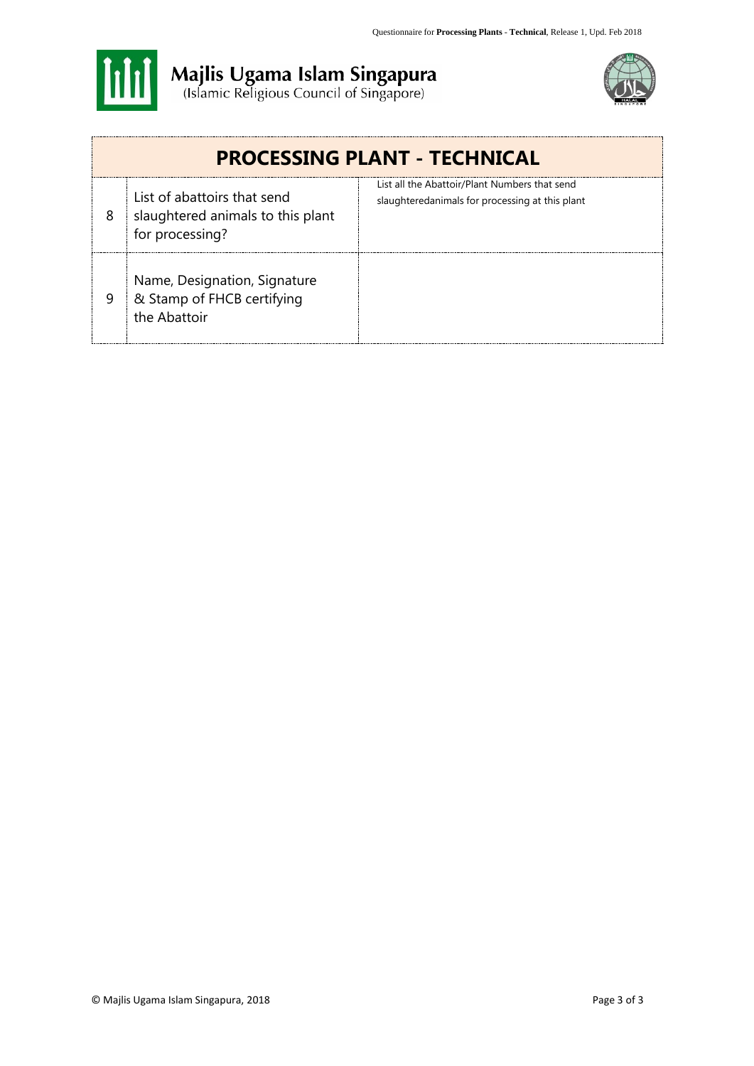Majlis Ugama Islam Singapura
(Islamic Religious Council of Singapore)

## PROCESSING PLANT - TECHNICAL

| | | |
|---|---|---|
| 8 | List of abattoirs that send slaughtered animals to this plant for processing? | List all the Abattoir/Plant Numbers that send slaughteredanimals for processing at this plant |
| 9 | Name, Designation, Signature & Stamp of FHCB certifying the Abattoir | |

© Majlis Ugama Islam Singapura, 2018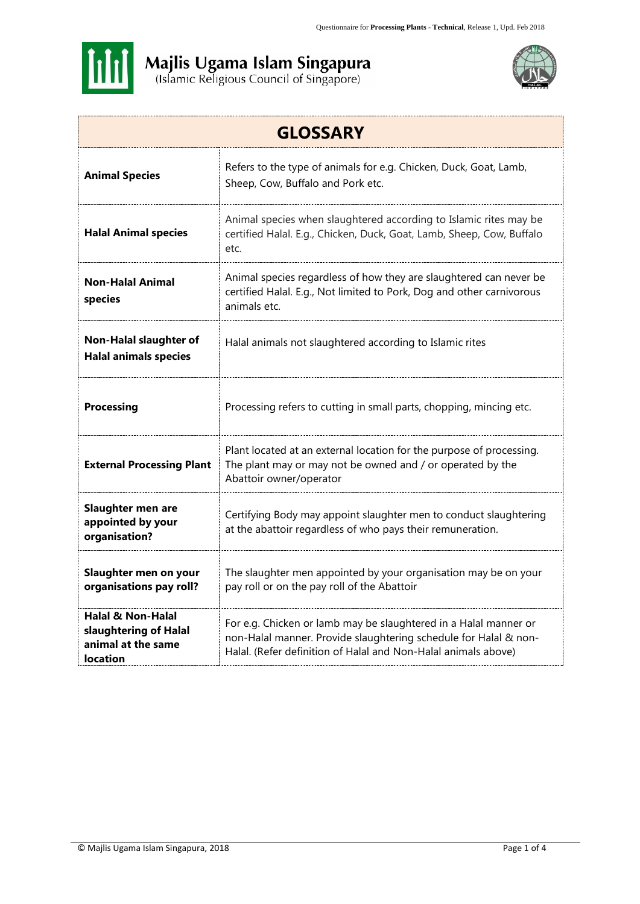Majlis Ugama Islam Singapura
(Islamic Religious Council of Singapore)

| GLOSSARY | |
|---|---|
| **Animal Species** | Refers to the type of animals for e.g. Chicken, Duck, Goat, Lamb, Sheep, Cow, Buffalo and Pork etc. |
| **Halal Animal species** | Animal species when slaughtered according to Islamic rites may be certified Halal. E.g., Chicken, Duck, Goat, Lamb, Sheep, Cow, Buffalo etc. |
| **Non-Halal Animal species** | Animal species regardless of how they are slaughtered can never be certified Halal. E.g., Not limited to Pork, Dog and other carnivorous animals etc. |
| **Non-Halal slaughter of Halal animals species** | Halal animals not slaughtered according to Islamic rites |
| **Processing** | Processing refers to cutting in small parts, chopping, mincing etc. |
| **External Processing Plant** | Plant located at an external location for the purpose of processing. The plant may or may not be owned and / or operated by the Abattoir owner/operator |
| **Slaughter men are appointed by your organisation?** | Certifying Body may appoint slaughter men to conduct slaughtering at the abattoir regardless of who pays their remuneration. |
| **Slaughter men on your organisations pay roll?** | The slaughter men appointed by your organisation may be on your pay roll or on the pay roll of the Abattoir |
| **Halal & Non-Halal slaughtering of Halal animal at the same location** | For e.g. Chicken or lamb may be slaughtered in a Halal manner or non-Halal manner. Provide slaughtering schedule for Halal & non-Halal. (Refer definition of Halal and Non-Halal animals above) |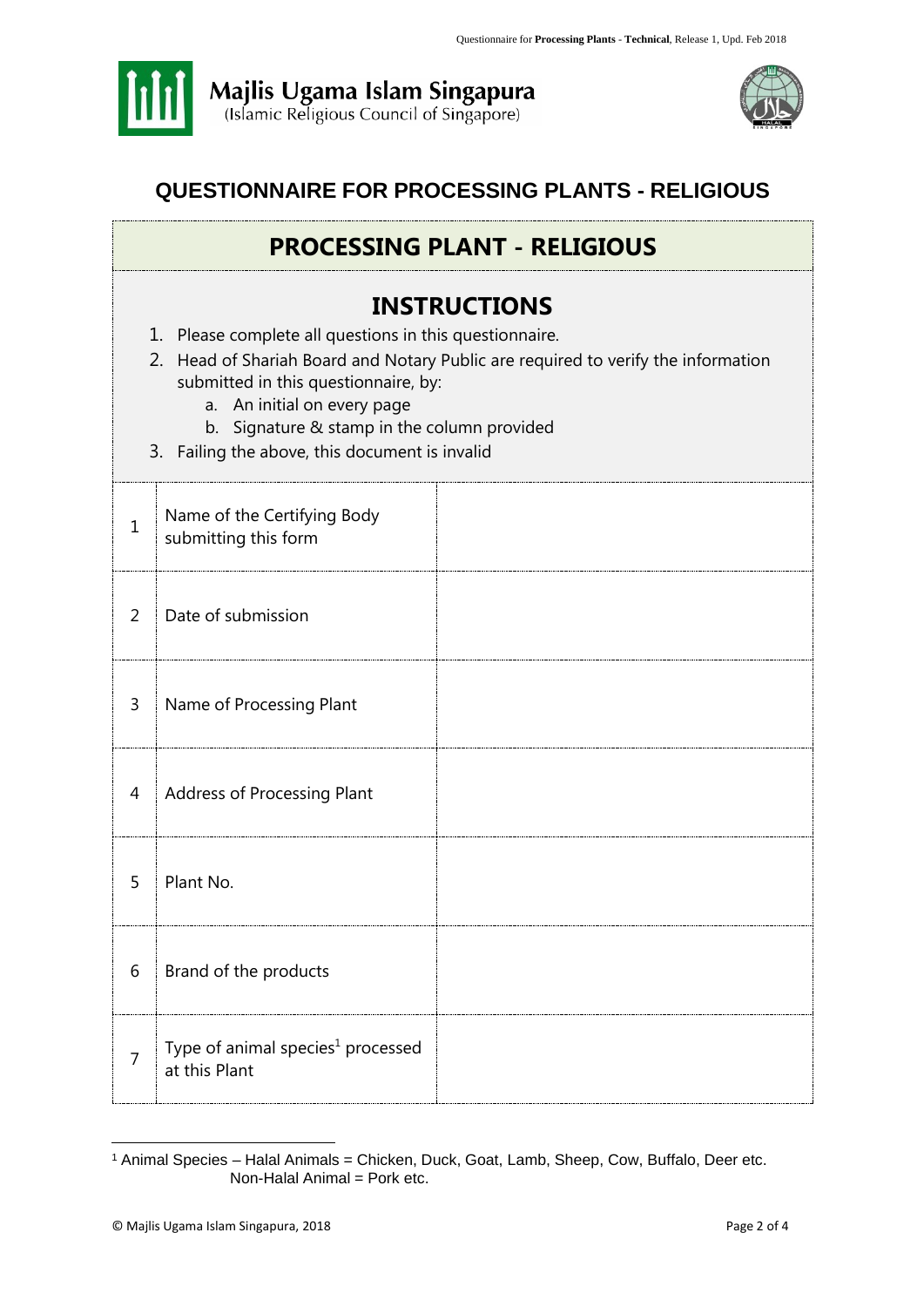Majlis Ugama Islam Singapura
(Islamic Religious Council of Singapore)

# QUESTIONNAIRE FOR PROCESSING PLANTS - RELIGIOUS

## PROCESSING PLANT - RELIGIOUS

### INSTRUCTIONS

1. Please complete all questions in this questionnaire.
2. Head of Shariah Board and Notary Public are required to verify the information submitted in this questionnaire, by:
   a. An initial on every page
   b. Signature & stamp in the column provided
3. Failing the above, this document is invalid

| | | |
|---|---|---|
| 1 | Name of the Certifying Body submitting this form | |
| 2 | Date of submission | |
| 3 | Name of Processing Plant | |
| 4 | Address of Processing Plant | |
| 5 | Plant No. | |
| 6 | Brand of the products | |
| 7 | Type of animal species[1] processed at this Plant | |

[1] Animal Species – Halal Animals = Chicken, Duck, Goat, Lamb, Sheep, Cow, Buffalo, Deer etc.
Non-Halal Animal = Pork etc.

© Majlis Ugama Islam Singapura, 2018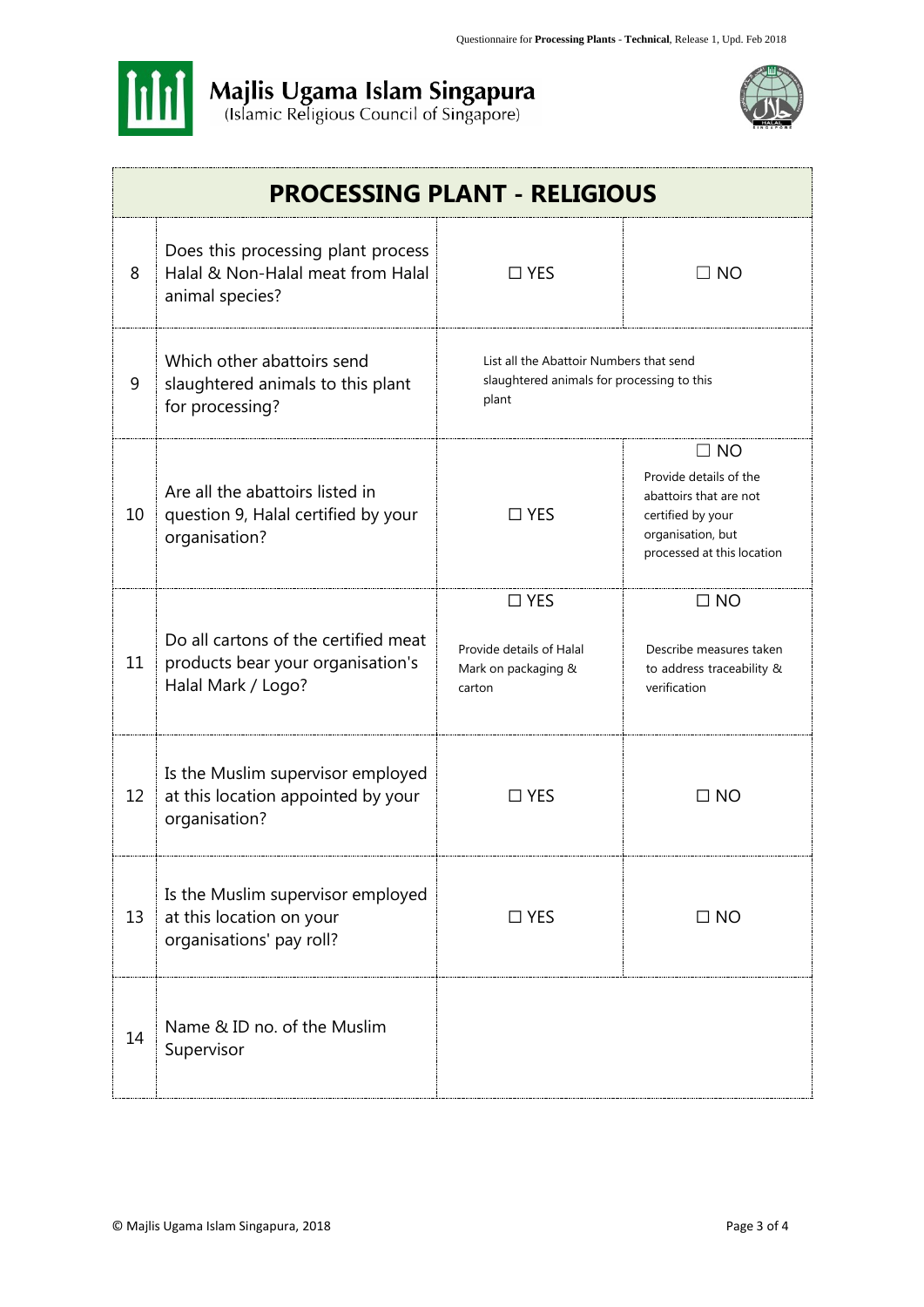# Majlis Ugama Islam Singapura
(Islamic Religious Council of Singapore)

| PROCESSING PLANT - RELIGIOUS | | | |
|---|---|---|---|
| 8 | Does this processing plant process Halal & Non-Halal meat from Halal animal species? | ☐ YES | ☐ NO |
| 9 | Which other abattoirs send slaughtered animals to this plant for processing? | List all the Abattoir Numbers that send slaughtered animals for processing to this plant | |
| 10 | Are all the abattoirs listed in question 9, Halal certified by your organisation? | ☐ YES | ☐ NO<br>Provide details of the abattoirs that are not certified by your organisation, but processed at this location |
| 11 | Do all cartons of the certified meat products bear your organisation's Halal Mark / Logo? | ☐ YES<br>Provide details of Halal Mark on packaging & carton | ☐ NO<br>Describe measures taken to address traceability & verification |
| 12 | Is the Muslim supervisor employed at this location appointed by your organisation? | ☐ YES | ☐ NO |
| 13 | Is the Muslim supervisor employed at this location on your organisations' pay roll? | ☐ YES | ☐ NO |
| 14 | Name & ID no. of the Muslim Supervisor | | |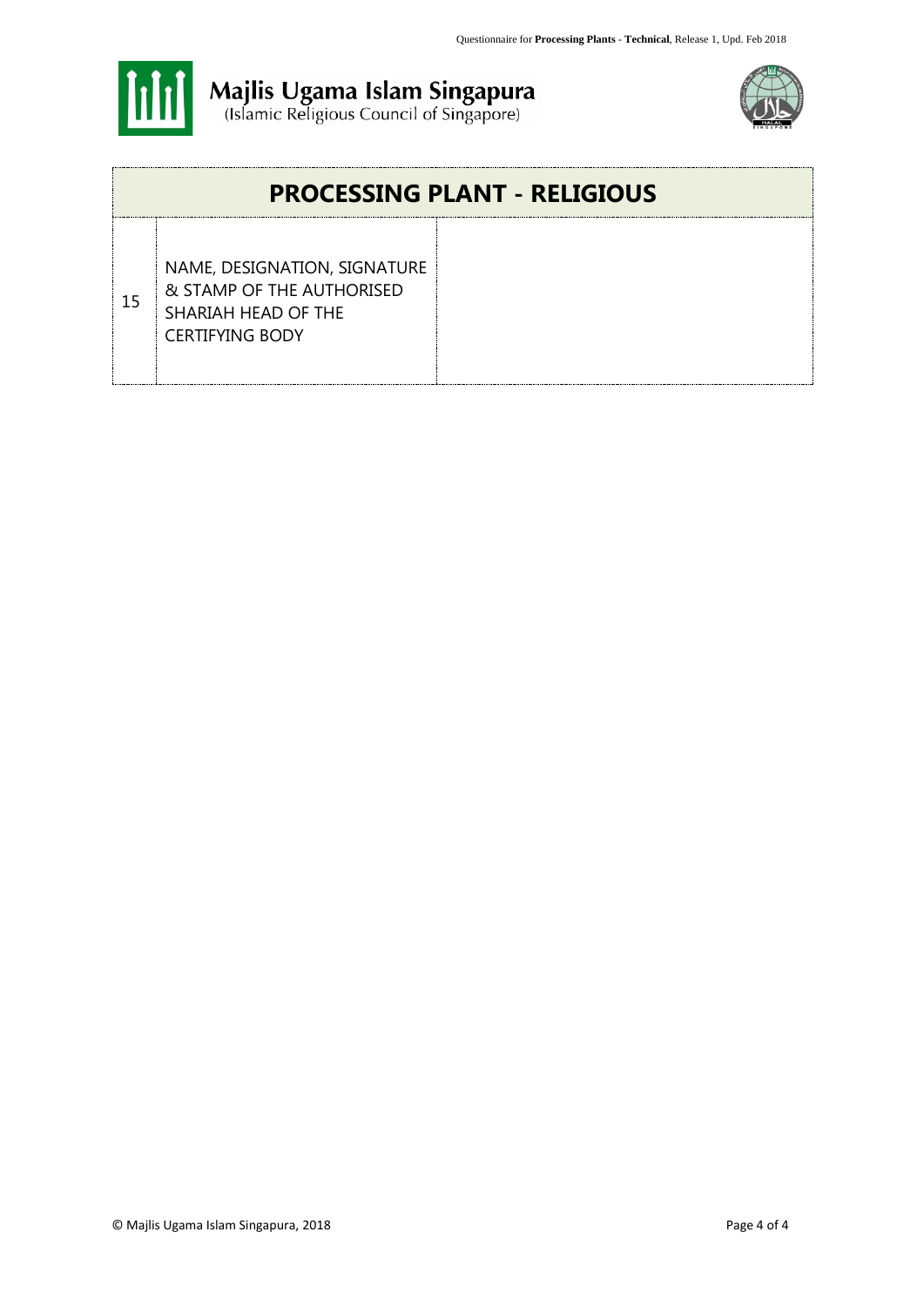Majlis Ugama Islam Singapura
(Islamic Religious Council of Singapore)

| PROCESSING PLANT - RELIGIOUS | | |
|---|---|---|
| 15 | NAME, DESIGNATION, SIGNATURE & STAMP OF THE AUTHORISED SHARIAH HEAD OF THE CERTIFYING BODY | |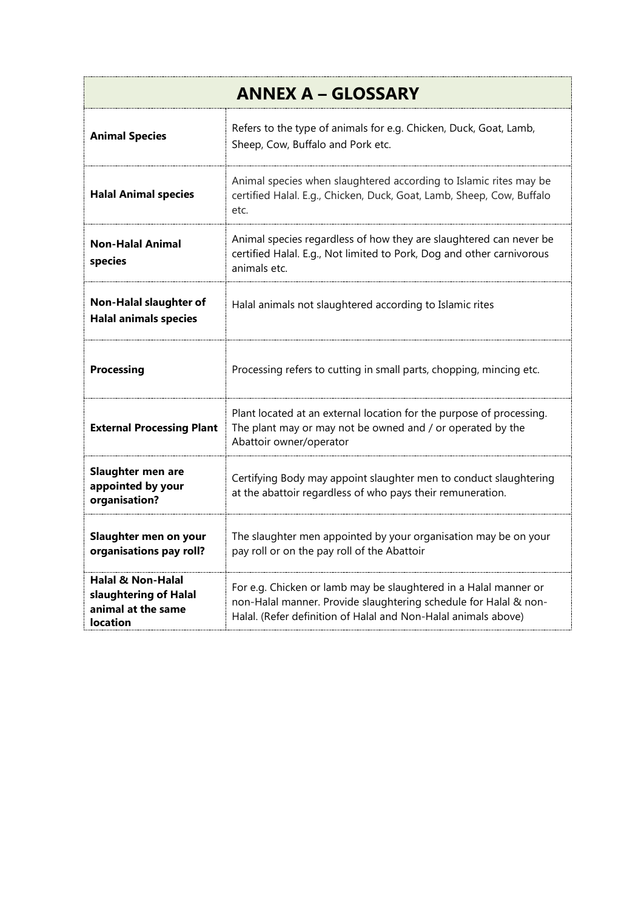| ANNEX A – GLOSSARY | |
|---|---|
| **Animal Species** | Refers to the type of animals for e.g. Chicken, Duck, Goat, Lamb, Sheep, Cow, Buffalo and Pork etc. |
| **Halal Animal species** | Animal species when slaughtered according to Islamic rites may be certified Halal. E.g., Chicken, Duck, Goat, Lamb, Sheep, Cow, Buffalo etc. |
| **Non-Halal Animal species** | Animal species regardless of how they are slaughtered can never be certified Halal. E.g., Not limited to Pork, Dog and other carnivorous animals etc. |
| **Non-Halal slaughter of Halal animals species** | Halal animals not slaughtered according to Islamic rites |
| **Processing** | Processing refers to cutting in small parts, chopping, mincing etc. |
| **External Processing Plant** | Plant located at an external location for the purpose of processing. The plant may or may not be owned and / or operated by the Abattoir owner/operator |
| **Slaughter men are appointed by your organisation?** | Certifying Body may appoint slaughter men to conduct slaughtering at the abattoir regardless of who pays their remuneration. |
| **Slaughter men on your organisations pay roll?** | The slaughter men appointed by your organisation may be on your pay roll or on the pay roll of the Abattoir |
| **Halal & Non-Halal slaughtering of Halal animal at the same location** | For e.g. Chicken or lamb may be slaughtered in a Halal manner or non-Halal manner. Provide slaughtering schedule for Halal & non-Halal. (Refer definition of Halal and Non-Halal animals above) |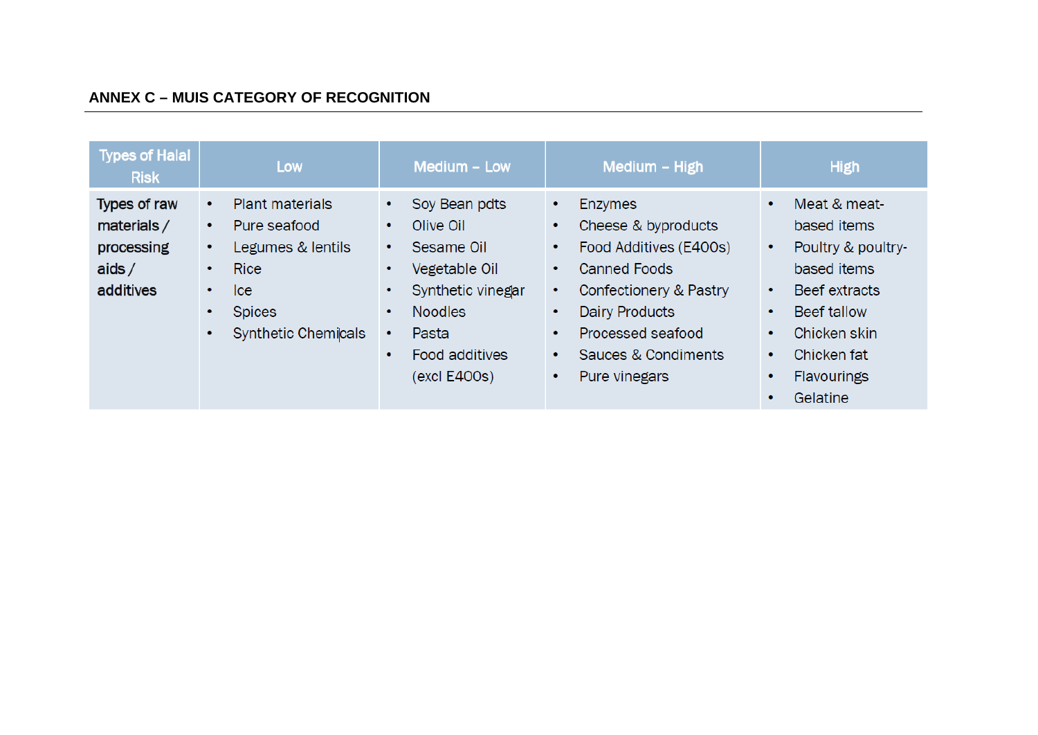## ANNEX C – MUIS CATEGORY OF RECOGNITION

| Types of Halal Risk | Low | Medium – Low | Medium – High | High |
|---|---|---|---|---|
| **Types of raw materials / processing aids / additives** | • Plant materials<br>• Pure seafood<br>• Legumes & lentils<br>• Rice<br>• Ice<br>• Spices<br>• Synthetic Chemicals | • Soy Bean pdts<br>• Olive Oil<br>• Sesame Oil<br>• Vegetable Oil<br>• Synthetic vinegar<br>• Noodles<br>• Pasta<br>• Food additives (excl E400s) | • Enzymes<br>• Cheese & byproducts<br>• Food Additives (E400s)<br>• Canned Foods<br>• Confectionery & Pastry<br>• Dairy Products<br>• Processed seafood<br>• Sauces & Condiments<br>• Pure vinegars | • Meat & meat-based items<br>• Poultry & poultry-based items<br>• Beef extracts<br>• Beef tallow<br>• Chicken skin<br>• Chicken fat<br>• Flavourings<br>• Gelatine |